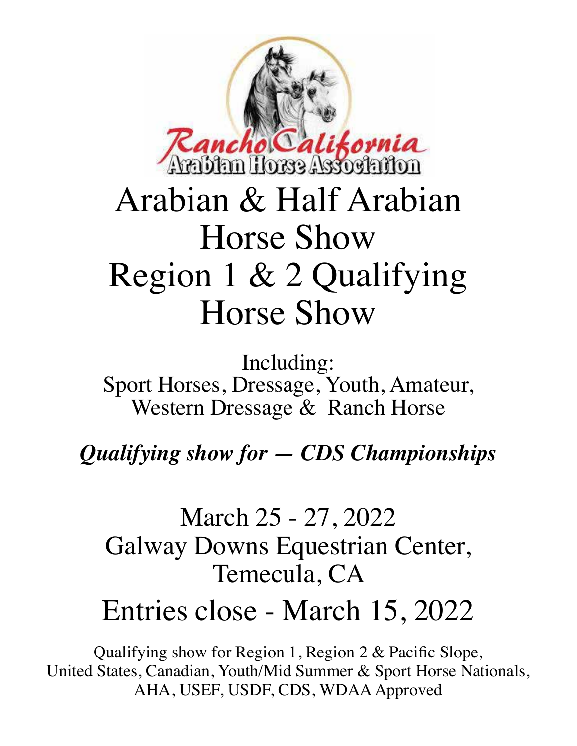Rancho California
Arabian Horse Association

# Arabian & Half Arabian Horse Show
# Region 1 & 2 Qualifying Horse Show

Including:
Sport Horses, Dressage, Youth, Amateur,
Western Dressage & Ranch Horse

***Qualifying show for — CDS Championships***

## March 25 - 27, 2022
## Galway Downs Equestrian Center,
## Temecula, CA

## Entries close - March 15, 2022

Qualifying show for Region 1, Region 2 & Pacific Slope,
United States, Canadian, Youth/Mid Summer & Sport Horse Nationals,
AHA, USEF, USDF, CDS, WDAA Approved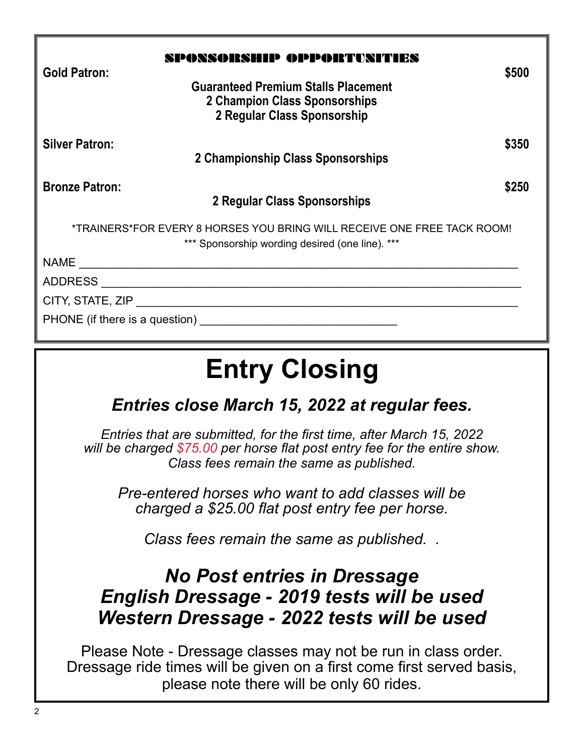## SPONSORSHIP OPPORTUNITIES

**Gold Patron:** **$500**

**Guaranteed Premium Stalls Placement**
**2 Champion Class Sponsorships**
**2 Regular Class Sponsorship**

**Silver Patron:** **$350**

**2 Championship Class Sponsorships**

**Bronze Patron:** **$250**

**2 Regular Class Sponsorships**

*TRAINERS*FOR EVERY 8 HORSES YOU BRING WILL RECEIVE ONE FREE TACK ROOM!

*** Sponsorship wording desired (one line). ***

NAME ____________________________________________________________________

ADDRESS _________________________________________________________________

CITY, STATE, ZIP _________________________________________________________

PHONE (if there is a question) ______________________________

# Entry Closing

## *Entries close March 15, 2022 at regular fees.*

*Entries that are submitted, for the first time, after March 15, 2022 will be charged $75.00 per horse flat post entry fee for the entire show. Class fees remain the same as published.*

*Pre-entered horses who want to add classes will be charged a $25.00 flat post entry fee per horse.*

*Class fees remain the same as published. .*

## *No Post entries in Dressage*
## *English Dressage - 2019 tests will be used*
## *Western Dressage - 2022 tests will be used*

Please Note - Dressage classes may not be run in class order. Dressage ride times will be given on a first come first served basis, please note there will be only 60 rides.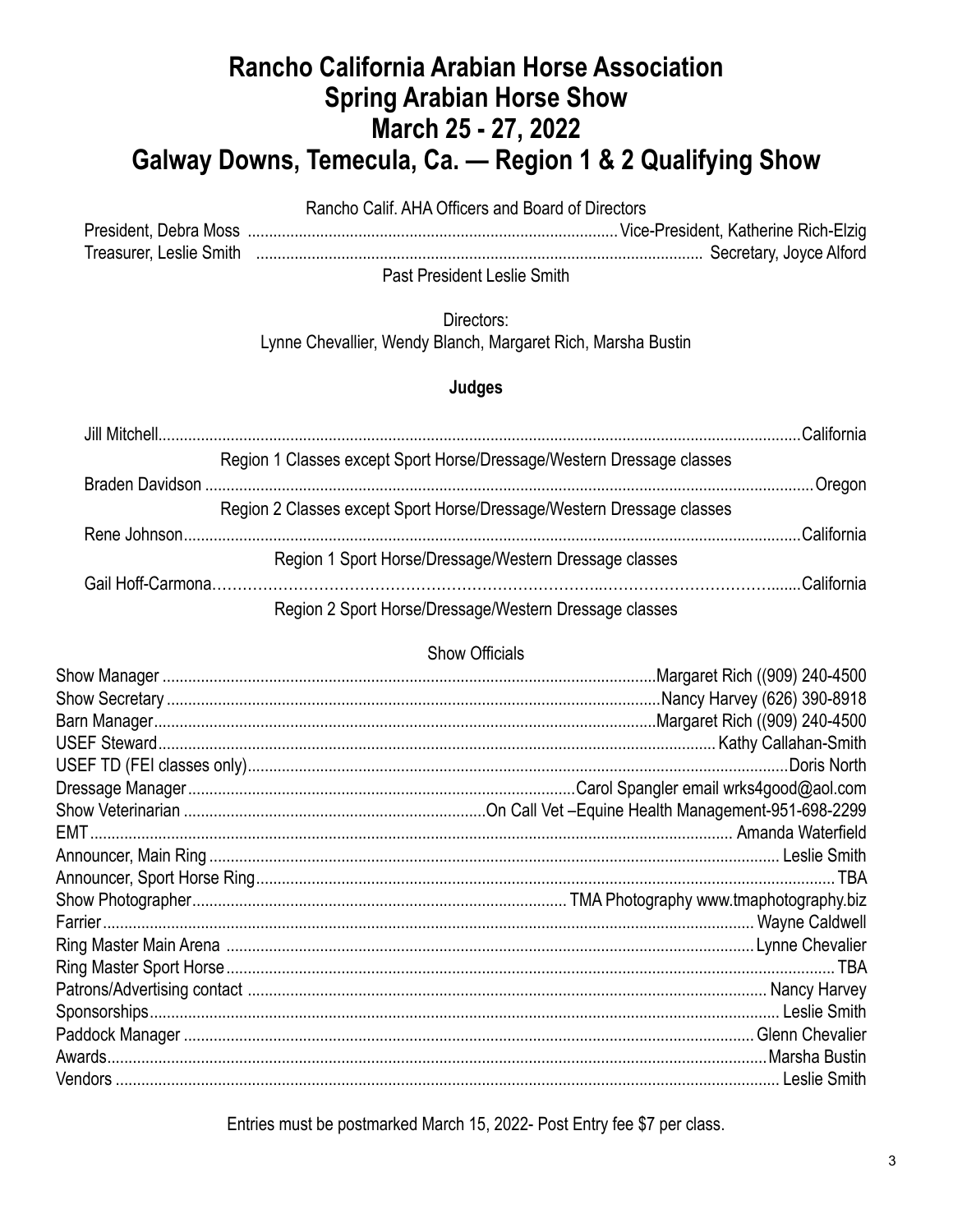# Rancho California Arabian Horse Association
# Spring Arabian Horse Show
# March 25 - 27, 2022
# Galway Downs, Temecula, Ca. — Region 1 & 2 Qualifying Show

Rancho Calif. AHA Officers and Board of Directors

President, Debra Moss ...................................................................................... Vice-President, Katherine Rich-Elzig
Treasurer, Leslie Smith ........................................................................................ Secretary, Joyce Alford

Past President Leslie Smith

Directors:
Lynne Chevallier, Wendy Blanch, Margaret Rich, Marsha Bustin

**Judges**

Jill Mitchell.................................................................................................................................California
Region 1 Classes except Sport Horse/Dressage/Western Dressage classes

Braden Davidson .........................................................................................................................Oregon
Region 2 Classes except Sport Horse/Dressage/Western Dressage classes

Rene Johnson..............................................................................................................................California
Region 1 Sport Horse/Dressage/Western Dressage classes

Gail Hoff-Carmona……………………………………………………………………..………………………........California
Region 2 Sport Horse/Dressage/Western Dressage classes

Show Officials

Show Manager ..................................................................................................Margaret Rich ((909) 240-4500
Show Secretary ..................................................................................................Nancy Harvey (626) 390-8918
Barn Manager....................................................................................................Margaret Rich ((909) 240-4500
USEF Steward.................................................................................................................. Kathy Callahan-Smith
USEF TD (FEI classes only)..............................................................................................................Doris North
Dressage Manager..........................................................................................Carol Spangler email wrks4good@aol.com
Show Veterinarian ......................................................................On Call Vet –Equine Health Management-951-698-2299
EMT................................................................................................................................... Amanda Waterfield
Announcer, Main Ring ....................................................................................................................... Leslie Smith
Announcer, Sport Horse Ring...................................................................................................................... TBA
Show Photographer....................................................................................... TMA Photography www.tmaphotography.biz
Farrier........................................................................................................................................ Wayne Caldwell
Ring Master Main Arena ........................................................................................................... Lynne Chevalier
Ring Master Sport Horse............................................................................................................................. TBA
Patrons/Advertising contact ........................................................................................................ Nancy Harvey
Sponsorships.................................................................................................................................. Leslie Smith
Paddock Manager ...................................................................................................................... Glenn Chevalier
Awards......................................................................................................................................... Marsha Bustin
Vendors ......................................................................................................................................... Leslie Smith

Entries must be postmarked March 15, 2022- Post Entry fee $7 per class.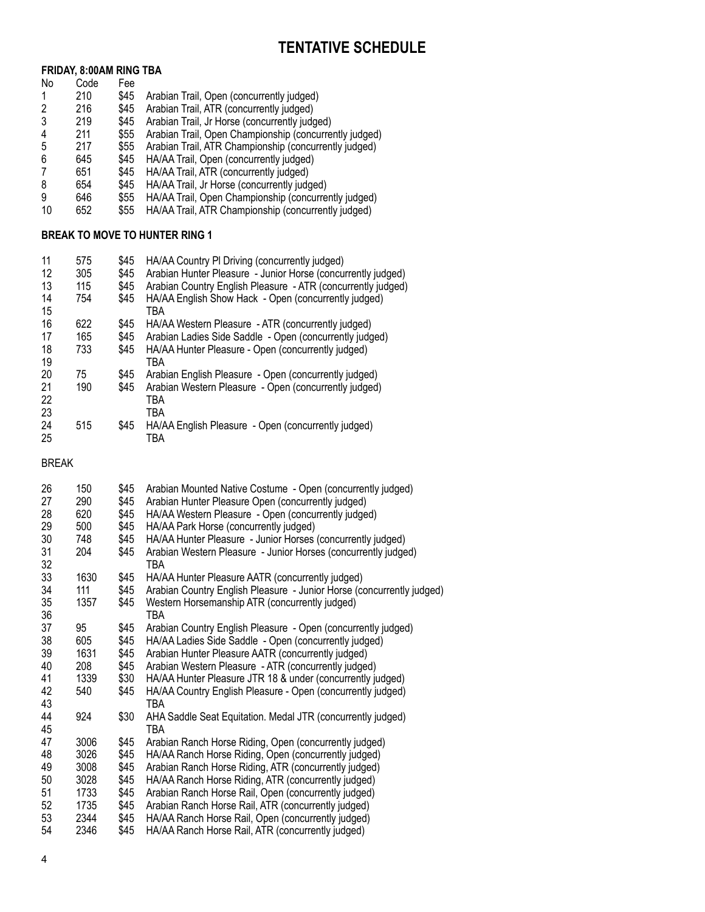# TENTATIVE SCHEDULE

**FRIDAY, 8:00AM RING TBA**

| No | Code | Fee | |
|---|---|---|---|
| 1 | 210 | $45 | Arabian Trail, Open (concurrently judged) |
| 2 | 216 | $45 | Arabian Trail, ATR (concurrently judged) |
| 3 | 219 | $45 | Arabian Trail, Jr Horse (concurrently judged) |
| 4 | 211 | $55 | Arabian Trail, Open Championship (concurrently judged) |
| 5 | 217 | $55 | Arabian Trail, ATR Championship (concurrently judged) |
| 6 | 645 | $45 | HA/AA Trail, Open (concurrently judged) |
| 7 | 651 | $45 | HA/AA Trail, ATR (concurrently judged) |
| 8 | 654 | $45 | HA/AA Trail, Jr Horse (concurrently judged) |
| 9 | 646 | $55 | HA/AA Trail, Open Championship (concurrently judged) |
| 10 | 652 | $55 | HA/AA Trail, ATR Championship (concurrently judged) |

**BREAK TO MOVE TO HUNTER RING 1**

| No | Code | Fee | |
|---|---|---|---|
| 11 | 575 | $45 | HA/AA Country Pl Driving (concurrently judged) |
| 12 | 305 | $45 | Arabian Hunter Pleasure - Junior Horse (concurrently judged) |
| 13 | 115 | $45 | Arabian Country English Pleasure - ATR (concurrently judged) |
| 14 | 754 | $45 | HA/AA English Show Hack - Open (concurrently judged) |
| 15 | | | TBA |
| 16 | 622 | $45 | HA/AA Western Pleasure - ATR (concurrently judged) |
| 17 | 165 | $45 | Arabian Ladies Side Saddle - Open (concurrently judged) |
| 18 | 733 | $45 | HA/AA Hunter Pleasure - Open (concurrently judged) |
| 19 | | | TBA |
| 20 | 75 | $45 | Arabian English Pleasure - Open (concurrently judged) |
| 21 | 190 | $45 | Arabian Western Pleasure - Open (concurrently judged) |
| 22 | | | TBA |
| 23 | | | TBA |
| 24 | 515 | $45 | HA/AA English Pleasure - Open (concurrently judged) |
| 25 | | | TBA |

BREAK

| No | Code | Fee | |
|---|---|---|---|
| 26 | 150 | $45 | Arabian Mounted Native Costume - Open (concurrently judged) |
| 27 | 290 | $45 | Arabian Hunter Pleasure Open (concurrently judged) |
| 28 | 620 | $45 | HA/AA Western Pleasure - Open (concurrently judged) |
| 29 | 500 | $45 | HA/AA Park Horse (concurrently judged) |
| 30 | 748 | $45 | HA/AA Hunter Pleasure - Junior Horses (concurrently judged) |
| 31 | 204 | $45 | Arabian Western Pleasure - Junior Horses (concurrently judged) |
| 32 | | | TBA |
| 33 | 1630 | $45 | HA/AA Hunter Pleasure AATR (concurrently judged) |
| 34 | 111 | $45 | Arabian Country English Pleasure - Junior Horse (concurrently judged) |
| 35 | 1357 | $45 | Western Horsemanship ATR (concurrently judged) |
| 36 | | | TBA |
| 37 | 95 | $45 | Arabian Country English Pleasure - Open (concurrently judged) |
| 38 | 605 | $45 | HA/AA Ladies Side Saddle - Open (concurrently judged) |
| 39 | 1631 | $45 | Arabian Hunter Pleasure AATR (concurrently judged) |
| 40 | 208 | $45 | Arabian Western Pleasure - ATR (concurrently judged) |
| 41 | 1339 | $30 | HA/AA Hunter Pleasure JTR 18 & under (concurrently judged) |
| 42 | 540 | $45 | HA/AA Country English Pleasure - Open (concurrently judged) |
| 43 | | | TBA |
| 44 | 924 | $30 | AHA Saddle Seat Equitation. Medal JTR (concurrently judged) |
| 45 | | | TBA |
| 47 | 3006 | $45 | Arabian Ranch Horse Riding, Open (concurrently judged) |
| 48 | 3026 | $45 | HA/AA Ranch Horse Riding, Open (concurrently judged) |
| 49 | 3008 | $45 | Arabian Ranch Horse Riding, ATR (concurrently judged) |
| 50 | 3028 | $45 | HA/AA Ranch Horse Riding, ATR (concurrently judged) |
| 51 | 1733 | $45 | Arabian Ranch Horse Rail, Open (concurrently judged) |
| 52 | 1735 | $45 | Arabian Ranch Horse Rail, ATR (concurrently judged) |
| 53 | 2344 | $45 | HA/AA Ranch Horse Rail, Open (concurrently judged) |
| 54 | 2346 | $45 | HA/AA Ranch Horse Rail, ATR (concurrently judged) |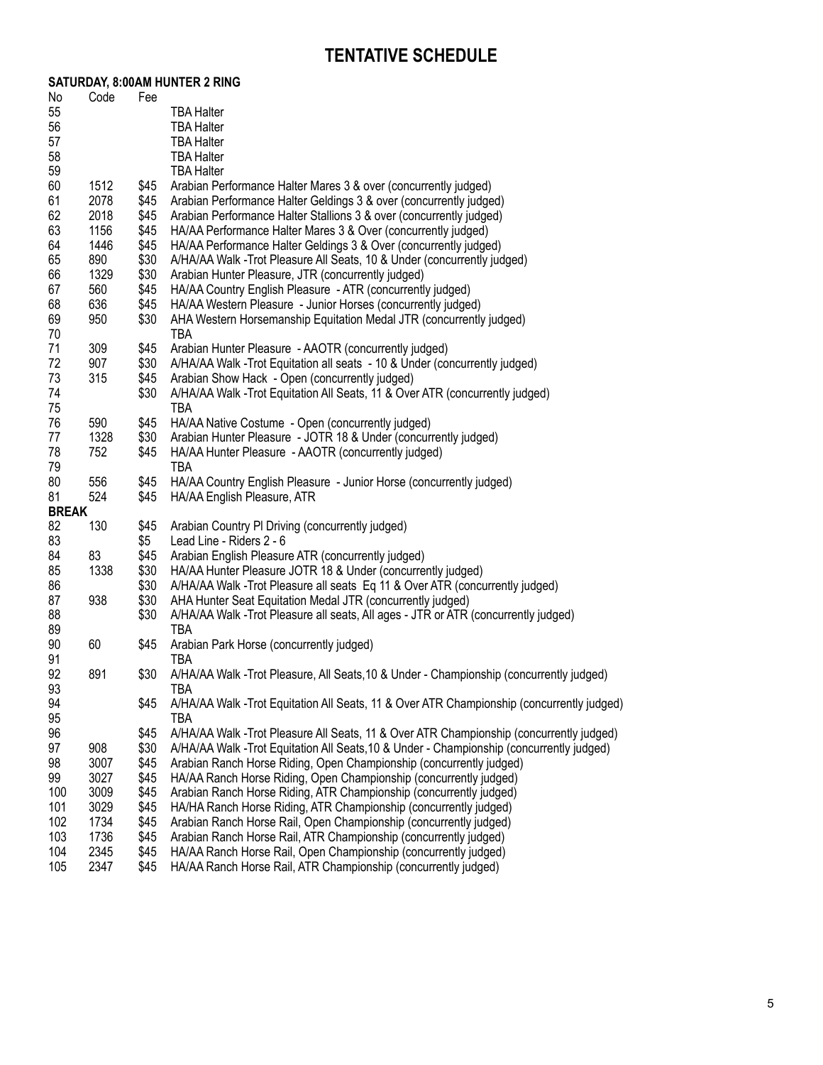# TENTATIVE SCHEDULE

**SATURDAY, 8:00AM HUNTER 2 RING**

| No | Code | Fee | |
|---|---|---|---|
| 55 | | | TBA Halter |
| 56 | | | TBA Halter |
| 57 | | | TBA Halter |
| 58 | | | TBA Halter |
| 59 | | | TBA Halter |
| 60 | 1512 | $45 | Arabian Performance Halter Mares 3 & over (concurrently judged) |
| 61 | 2078 | $45 | Arabian Performance Halter Geldings 3 & over (concurrently judged) |
| 62 | 2018 | $45 | Arabian Performance Halter Stallions 3 & over (concurrently judged) |
| 63 | 1156 | $45 | HA/AA Performance Halter Mares 3 & Over (concurrently judged) |
| 64 | 1446 | $45 | HA/AA Performance Halter Geldings 3 & Over (concurrently judged) |
| 65 | 890 | $30 | A/HA/AA Walk -Trot Pleasure All Seats, 10 & Under (concurrently judged) |
| 66 | 1329 | $30 | Arabian Hunter Pleasure, JTR (concurrently judged) |
| 67 | 560 | $45 | HA/AA Country English Pleasure - ATR (concurrently judged) |
| 68 | 636 | $45 | HA/AA Western Pleasure - Junior Horses (concurrently judged) |
| 69 | 950 | $30 | AHA Western Horsemanship Equitation Medal JTR (concurrently judged) |
| 70 | | | TBA |
| 71 | 309 | $45 | Arabian Hunter Pleasure - AAOTR (concurrently judged) |
| 72 | 907 | $30 | A/HA/AA Walk -Trot Equitation all seats - 10 & Under (concurrently judged) |
| 73 | 315 | $45 | Arabian Show Hack - Open (concurrently judged) |
| 74 | | $30 | A/HA/AA Walk -Trot Equitation All Seats, 11 & Over ATR (concurrently judged) |
| 75 | | | TBA |
| 76 | 590 | $45 | HA/AA Native Costume - Open (concurrently judged) |
| 77 | 1328 | $30 | Arabian Hunter Pleasure - JOTR 18 & Under (concurrently judged) |
| 78 | 752 | $45 | HA/AA Hunter Pleasure - AAOTR (concurrently judged) |
| 79 | | | TBA |
| 80 | 556 | $45 | HA/AA Country English Pleasure - Junior Horse (concurrently judged) |
| 81 | 524 | $45 | HA/AA English Pleasure, ATR |
| **BREAK** | | | |
| 82 | 130 | $45 | Arabian Country Pl Driving (concurrently judged) |
| 83 | | $5 | Lead Line - Riders 2 - 6 |
| 84 | 83 | $45 | Arabian English Pleasure ATR (concurrently judged) |
| 85 | 1338 | $30 | HA/AA Hunter Pleasure JOTR 18 & Under (concurrently judged) |
| 86 | | $30 | A/HA/AA Walk -Trot Pleasure all seats Eq 11 & Over ATR (concurrently judged) |
| 87 | 938 | $30 | AHA Hunter Seat Equitation Medal JTR (concurrently judged) |
| 88 | | $30 | A/HA/AA Walk -Trot Pleasure all seats, All ages - JTR or ATR (concurrently judged) |
| 89 | | | TBA |
| 90 | 60 | $45 | Arabian Park Horse (concurrently judged) |
| 91 | | | TBA |
| 92 | 891 | $30 | A/HA/AA Walk -Trot Pleasure, All Seats,10 & Under - Championship (concurrently judged) |
| 93 | | | TBA |
| 94 | | $45 | A/HA/AA Walk -Trot Equitation All Seats, 11 & Over ATR Championship (concurrently judged) |
| 95 | | | TBA |
| 96 | | $45 | A/HA/AA Walk -Trot Pleasure All Seats, 11 & Over ATR Championship (concurrently judged) |
| 97 | 908 | $30 | A/HA/AA Walk -Trot Equitation All Seats,10 & Under - Championship (concurrently judged) |
| 98 | 3007 | $45 | Arabian Ranch Horse Riding, Open Championship (concurrently judged) |
| 99 | 3027 | $45 | HA/AA Ranch Horse Riding, Open Championship (concurrently judged) |
| 100 | 3009 | $45 | Arabian Ranch Horse Riding, ATR Championship (concurrently judged) |
| 101 | 3029 | $45 | HA/HA Ranch Horse Riding, ATR Championship (concurrently judged) |
| 102 | 1734 | $45 | Arabian Ranch Horse Rail, Open Championship (concurrently judged) |
| 103 | 1736 | $45 | Arabian Ranch Horse Rail, ATR Championship (concurrently judged) |
| 104 | 2345 | $45 | HA/AA Ranch Horse Rail, Open Championship (concurrently judged) |
| 105 | 2347 | $45 | HA/AA Ranch Horse Rail, ATR Championship (concurrently judged) |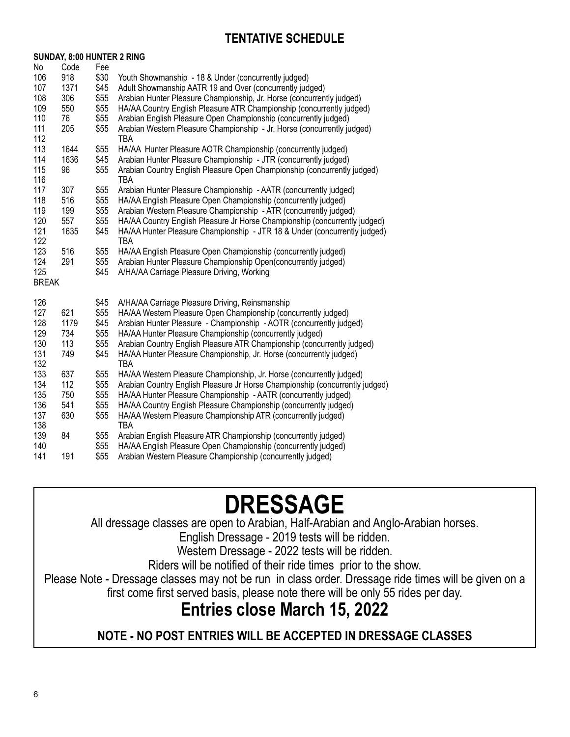## TENTATIVE SCHEDULE

**SUNDAY, 8:00 HUNTER 2 RING**

| No | Code | Fee | |
|---|---|---|---|
| 106 | 918 | $30 | Youth Showmanship - 18 & Under (concurrently judged) |
| 107 | 1371 | $45 | Adult Showmanship AATR 19 and Over (concurrently judged) |
| 108 | 306 | $55 | Arabian Hunter Pleasure Championship, Jr. Horse (concurrently judged) |
| 109 | 550 | $55 | HA/AA Country English Pleasure ATR Championship (concurrently judged) |
| 110 | 76 | $55 | Arabian English Pleasure Open Championship (concurrently judged) |
| 111 | 205 | $55 | Arabian Western Pleasure Championship - Jr. Horse (concurrently judged) |
| 112 | | | TBA |
| 113 | 1644 | $55 | HA/AA Hunter Pleasure AOTR Championship (concurrently judged) |
| 114 | 1636 | $45 | Arabian Hunter Pleasure Championship - JTR (concurrently judged) |
| 115 | 96 | $55 | Arabian Country English Pleasure Open Championship (concurrently judged) |
| 116 | | | TBA |
| 117 | 307 | $55 | Arabian Hunter Pleasure Championship - AATR (concurrently judged) |
| 118 | 516 | $55 | HA/AA English Pleasure Open Championship (concurrently judged) |
| 119 | 199 | $55 | Arabian Western Pleasure Championship - ATR (concurrently judged) |
| 120 | 557 | $55 | HA/AA Country English Pleasure Jr Horse Championship (concurrently judged) |
| 121 | 1635 | $45 | HA/AA Hunter Pleasure Championship - JTR 18 & Under (concurrently judged) |
| 122 | | | TBA |
| 123 | 516 | $55 | HA/AA English Pleasure Open Championship (concurrently judged) |
| 124 | 291 | $55 | Arabian Hunter Pleasure Championship Open(concurrently judged) |
| 125 | | $45 | A/HA/AA Carriage Pleasure Driving, Working |
| BREAK | | | |
| 126 | | $45 | A/HA/AA Carriage Pleasure Driving, Reinsmanship |
| 127 | 621 | $55 | HA/AA Western Pleasure Open Championship (concurrently judged) |
| 128 | 1179 | $45 | Arabian Hunter Pleasure - Championship - AOTR (concurrently judged) |
| 129 | 734 | $55 | HA/AA Hunter Pleasure Championship (concurrently judged) |
| 130 | 113 | $55 | Arabian Country English Pleasure ATR Championship (concurrently judged) |
| 131 | 749 | $45 | HA/AA Hunter Pleasure Championship, Jr. Horse (concurrently judged) |
| 132 | | | TBA |
| 133 | 637 | $55 | HA/AA Western Pleasure Championship, Jr. Horse (concurrently judged) |
| 134 | 112 | $55 | Arabian Country English Pleasure Jr Horse Championship (concurrently judged) |
| 135 | 750 | $55 | HA/AA Hunter Pleasure Championship - AATR (concurrently judged) |
| 136 | 541 | $55 | HA/AA Country English Pleasure Championship (concurrently judged) |
| 137 | 630 | $55 | HA/AA Western Pleasure Championship ATR (concurrently judged) |
| 138 | | | TBA |
| 139 | 84 | $55 | Arabian English Pleasure ATR Championship (concurrently judged) |
| 140 | | $55 | HA/AA English Pleasure Open Championship (concurrently judged) |
| 141 | 191 | $55 | Arabian Western Pleasure Championship (concurrently judged) |

# DRESSAGE

All dressage classes are open to Arabian, Half-Arabian and Anglo-Arabian horses.

English Dressage - 2019 tests will be ridden.

Western Dressage - 2022 tests will be ridden.

Riders will be notified of their ride times prior to the show.

Please Note - Dressage classes may not be run in class order. Dressage ride times will be given on a first come first served basis, please note there will be only 55 rides per day.

## Entries close March 15, 2022

**NOTE - NO POST ENTRIES WILL BE ACCEPTED IN DRESSAGE CLASSES**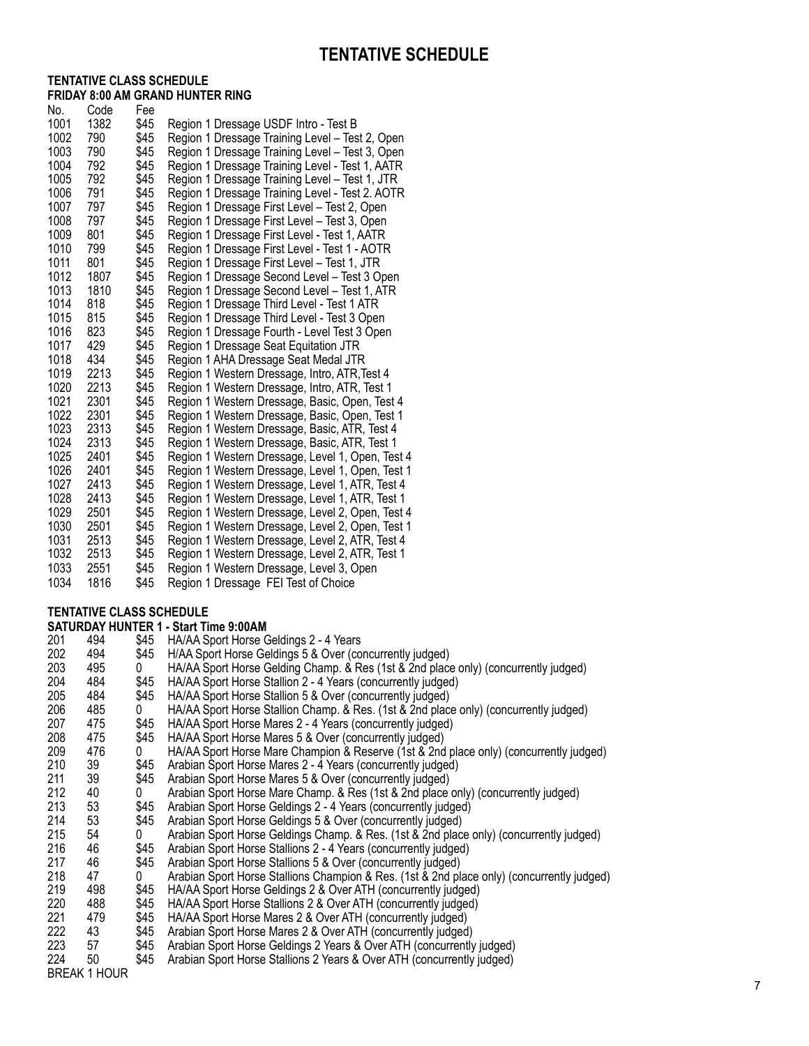# TENTATIVE SCHEDULE

## TENTATIVE CLASS SCHEDULE

### FRIDAY 8:00 AM GRAND HUNTER RING

| No. | Code | Fee | |
|---|---|---|---|
| 1001 | 1382 | $45 | Region 1 Dressage USDF Intro - Test B |
| 1002 | 790 | $45 | Region 1 Dressage Training Level – Test 2, Open |
| 1003 | 790 | $45 | Region 1 Dressage Training Level – Test 3, Open |
| 1004 | 792 | $45 | Region 1 Dressage Training Level - Test 1, AATR |
| 1005 | 792 | $45 | Region 1 Dressage Training Level – Test 1, JTR |
| 1006 | 791 | $45 | Region 1 Dressage Training Level - Test 2. AOTR |
| 1007 | 797 | $45 | Region 1 Dressage First Level – Test 2, Open |
| 1008 | 797 | $45 | Region 1 Dressage First Level – Test 3, Open |
| 1009 | 801 | $45 | Region 1 Dressage First Level - Test 1, AATR |
| 1010 | 799 | $45 | Region 1 Dressage First Level - Test 1 - AOTR |
| 1011 | 801 | $45 | Region 1 Dressage First Level – Test 1, JTR |
| 1012 | 1807 | $45 | Region 1 Dressage Second Level – Test 3 Open |
| 1013 | 1810 | $45 | Region 1 Dressage Second Level – Test 1, ATR |
| 1014 | 818 | $45 | Region 1 Dressage Third Level - Test 1 ATR |
| 1015 | 815 | $45 | Region 1 Dressage Third Level - Test 3 Open |
| 1016 | 823 | $45 | Region 1 Dressage Fourth - Level Test 3 Open |
| 1017 | 429 | $45 | Region 1 Dressage Seat Equitation JTR |
| 1018 | 434 | $45 | Region 1 AHA Dressage Seat Medal JTR |
| 1019 | 2213 | $45 | Region 1 Western Dressage, Intro, ATR,Test 4 |
| 1020 | 2213 | $45 | Region 1 Western Dressage, Intro, ATR, Test 1 |
| 1021 | 2301 | $45 | Region 1 Western Dressage, Basic, Open, Test 4 |
| 1022 | 2301 | $45 | Region 1 Western Dressage, Basic, Open, Test 1 |
| 1023 | 2313 | $45 | Region 1 Western Dressage, Basic, ATR, Test 4 |
| 1024 | 2313 | $45 | Region 1 Western Dressage, Basic, ATR, Test 1 |
| 1025 | 2401 | $45 | Region 1 Western Dressage, Level 1, Open, Test 4 |
| 1026 | 2401 | $45 | Region 1 Western Dressage, Level 1, Open, Test 1 |
| 1027 | 2413 | $45 | Region 1 Western Dressage, Level 1, ATR, Test 4 |
| 1028 | 2413 | $45 | Region 1 Western Dressage, Level 1, ATR, Test 1 |
| 1029 | 2501 | $45 | Region 1 Western Dressage, Level 2, Open, Test 4 |
| 1030 | 2501 | $45 | Region 1 Western Dressage, Level 2, Open, Test 1 |
| 1031 | 2513 | $45 | Region 1 Western Dressage, Level 2, ATR, Test 4 |
| 1032 | 2513 | $45 | Region 1 Western Dressage, Level 2, ATR, Test 1 |
| 1033 | 2551 | $45 | Region 1 Western Dressage, Level 3, Open |
| 1034 | 1816 | $45 | Region 1 Dressage FEI Test of Choice |

## TENTATIVE CLASS SCHEDULE

### SATURDAY HUNTER 1 - Start Time 9:00AM

| No. | Code | Fee | |
|---|---|---|---|
| 201 | 494 | $45 | HA/AA Sport Horse Geldings 2 - 4 Years |
| 202 | 494 | $45 | H/AA Sport Horse Geldings 5 & Over (concurrently judged) |
| 203 | 495 | 0 | HA/AA Sport Horse Gelding Champ. & Res (1st & 2nd place only) (concurrently judged) |
| 204 | 484 | $45 | HA/AA Sport Horse Stallion 2 - 4 Years (concurrently judged) |
| 205 | 484 | $45 | HA/AA Sport Horse Stallion 5 & Over (concurrently judged) |
| 206 | 485 | 0 | HA/AA Sport Horse Stallion Champ. & Res. (1st & 2nd place only) (concurrently judged) |
| 207 | 475 | $45 | HA/AA Sport Horse Mares 2 - 4 Years (concurrently judged) |
| 208 | 475 | $45 | HA/AA Sport Horse Mares 5 & Over (concurrently judged) |
| 209 | 476 | 0 | HA/AA Sport Horse Mare Champion & Reserve (1st & 2nd place only) (concurrently judged) |
| 210 | 39 | $45 | Arabian Sport Horse Mares 2 - 4 Years (concurrently judged) |
| 211 | 39 | $45 | Arabian Sport Horse Mares 5 & Over (concurrently judged) |
| 212 | 40 | 0 | Arabian Sport Horse Mare Champ. & Res (1st & 2nd place only) (concurrently judged) |
| 213 | 53 | $45 | Arabian Sport Horse Geldings 2 - 4 Years (concurrently judged) |
| 214 | 53 | $45 | Arabian Sport Horse Geldings 5 & Over (concurrently judged) |
| 215 | 54 | 0 | Arabian Sport Horse Geldings Champ. & Res. (1st & 2nd place only) (concurrently judged) |
| 216 | 46 | $45 | Arabian Sport Horse Stallions 2 - 4 Years (concurrently judged) |
| 217 | 46 | $45 | Arabian Sport Horse Stallions 5 & Over (concurrently judged) |
| 218 | 47 | 0 | Arabian Sport Horse Stallions Champion & Res. (1st & 2nd place only) (concurrently judged) |
| 219 | 498 | $45 | HA/AA Sport Horse Geldings 2 & Over ATH (concurrently judged) |
| 220 | 488 | $45 | HA/AA Sport Horse Stallions 2 & Over ATH (concurrently judged) |
| 221 | 479 | $45 | HA/AA Sport Horse Mares 2 & Over ATH (concurrently judged) |
| 222 | 43 | $45 | Arabian Sport Horse Mares 2 & Over ATH (concurrently judged) |
| 223 | 57 | $45 | Arabian Sport Horse Geldings 2 Years & Over ATH (concurrently judged) |
| 224 | 50 | $45 | Arabian Sport Horse Stallions 2 Years & Over ATH (concurrently judged) |

BREAK 1 HOUR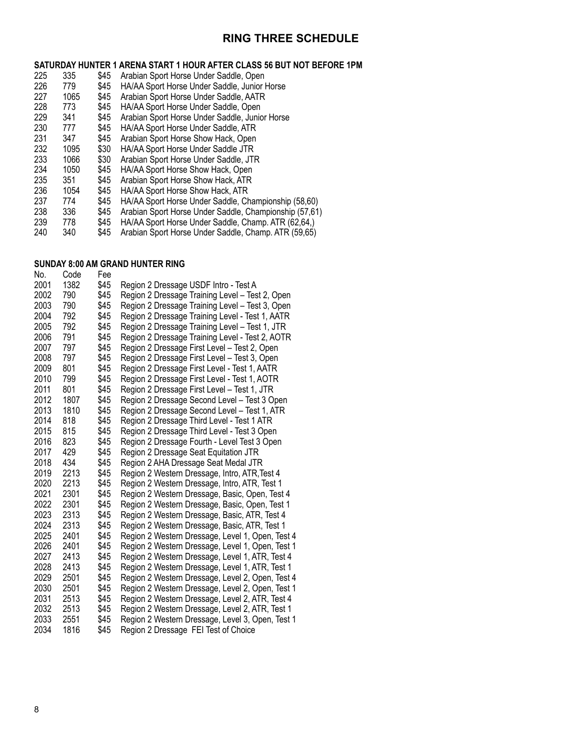# RING THREE SCHEDULE

**SATURDAY HUNTER 1 ARENA START 1 HOUR AFTER CLASS 56 BUT NOT BEFORE 1PM**

| | | | |
|---|---|---|---|
| 225 | 335 | $45 | Arabian Sport Horse Under Saddle, Open |
| 226 | 779 | $45 | HA/AA Sport Horse Under Saddle, Junior Horse |
| 227 | 1065 | $45 | Arabian Sport Horse Under Saddle, AATR |
| 228 | 773 | $45 | HA/AA Sport Horse Under Saddle, Open |
| 229 | 341 | $45 | Arabian Sport Horse Under Saddle, Junior Horse |
| 230 | 777 | $45 | HA/AA Sport Horse Under Saddle, ATR |
| 231 | 347 | $45 | Arabian Sport Horse Show Hack, Open |
| 232 | 1095 | $30 | HA/AA Sport Horse Under Saddle JTR |
| 233 | 1066 | $30 | Arabian Sport Horse Under Saddle, JTR |
| 234 | 1050 | $45 | HA/AA Sport Horse Show Hack, Open |
| 235 | 351 | $45 | Arabian Sport Horse Show Hack, ATR |
| 236 | 1054 | $45 | HA/AA Sport Horse Show Hack, ATR |
| 237 | 774 | $45 | HA/AA Sport Horse Under Saddle, Championship (58,60) |
| 238 | 336 | $45 | Arabian Sport Horse Under Saddle, Championship (57,61) |
| 239 | 778 | $45 | HA/AA Sport Horse Under Saddle, Champ. ATR (62,64,) |
| 240 | 340 | $45 | Arabian Sport Horse Under Saddle, Champ. ATR (59,65) |

**SUNDAY 8:00 AM GRAND HUNTER RING**

| No. | Code | Fee | |
|---|---|---|---|
| 2001 | 1382 | $45 | Region 2 Dressage USDF Intro - Test A |
| 2002 | 790 | $45 | Region 2 Dressage Training Level – Test 2, Open |
| 2003 | 790 | $45 | Region 2 Dressage Training Level – Test 3, Open |
| 2004 | 792 | $45 | Region 2 Dressage Training Level - Test 1, AATR |
| 2005 | 792 | $45 | Region 2 Dressage Training Level – Test 1, JTR |
| 2006 | 791 | $45 | Region 2 Dressage Training Level - Test 2, AOTR |
| 2007 | 797 | $45 | Region 2 Dressage First Level – Test 2, Open |
| 2008 | 797 | $45 | Region 2 Dressage First Level – Test 3, Open |
| 2009 | 801 | $45 | Region 2 Dressage First Level - Test 1, AATR |
| 2010 | 799 | $45 | Region 2 Dressage First Level - Test 1, AOTR |
| 2011 | 801 | $45 | Region 2 Dressage First Level – Test 1, JTR |
| 2012 | 1807 | $45 | Region 2 Dressage Second Level – Test 3 Open |
| 2013 | 1810 | $45 | Region 2 Dressage Second Level – Test 1, ATR |
| 2014 | 818 | $45 | Region 2 Dressage Third Level - Test 1 ATR |
| 2015 | 815 | $45 | Region 2 Dressage Third Level - Test 3 Open |
| 2016 | 823 | $45 | Region 2 Dressage Fourth - Level Test 3 Open |
| 2017 | 429 | $45 | Region 2 Dressage Seat Equitation JTR |
| 2018 | 434 | $45 | Region 2 AHA Dressage Seat Medal JTR |
| 2019 | 2213 | $45 | Region 2 Western Dressage, Intro, ATR,Test 4 |
| 2020 | 2213 | $45 | Region 2 Western Dressage, Intro, ATR, Test 1 |
| 2021 | 2301 | $45 | Region 2 Western Dressage, Basic, Open, Test 4 |
| 2022 | 2301 | $45 | Region 2 Western Dressage, Basic, Open, Test 1 |
| 2023 | 2313 | $45 | Region 2 Western Dressage, Basic, ATR, Test 4 |
| 2024 | 2313 | $45 | Region 2 Western Dressage, Basic, ATR, Test 1 |
| 2025 | 2401 | $45 | Region 2 Western Dressage, Level 1, Open, Test 4 |
| 2026 | 2401 | $45 | Region 2 Western Dressage, Level 1, Open, Test 1 |
| 2027 | 2413 | $45 | Region 2 Western Dressage, Level 1, ATR, Test 4 |
| 2028 | 2413 | $45 | Region 2 Western Dressage, Level 1, ATR, Test 1 |
| 2029 | 2501 | $45 | Region 2 Western Dressage, Level 2, Open, Test 4 |
| 2030 | 2501 | $45 | Region 2 Western Dressage, Level 2, Open, Test 1 |
| 2031 | 2513 | $45 | Region 2 Western Dressage, Level 2, ATR, Test 4 |
| 2032 | 2513 | $45 | Region 2 Western Dressage, Level 2, ATR, Test 1 |
| 2033 | 2551 | $45 | Region 2 Western Dressage, Level 3, Open, Test 1 |
| 2034 | 1816 | $45 | Region 2 Dressage FEI Test of Choice |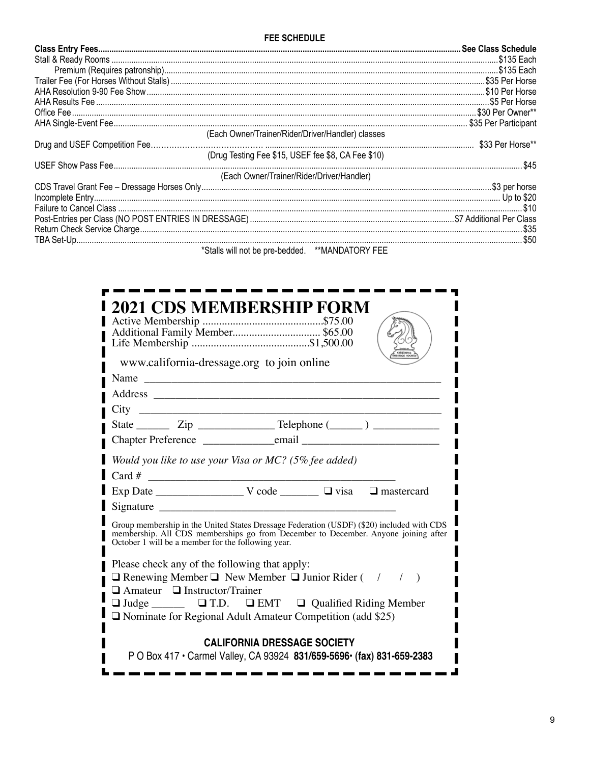## FEE SCHEDULE

| | |
|---|---|
| **Class Entry Fees** | **See Class Schedule** |
| Stall & Ready Rooms | $135 Each |
| Premium (Requires patronship) | $135 Each |
| Trailer Fee (For Horses Without Stalls) | $35 Per Horse |
| AHA Resolution 9-90 Fee Show | $10 Per Horse |
| AHA Results Fee | $5 Per Horse |
| Office Fee | $30 Per Owner** |
| AHA Single-Event Fee (Each Owner/Trainer/Rider/Driver/Handler) classes | $35 Per Participant |
| Drug and USEF Competition Fee (Drug Testing Fee $15, USEF fee $8, CA Fee $10) | $33 Per Horse** |
| USEF Show Pass Fee (Each Owner/Trainer/Rider/Driver/Handler) | $45 |
| CDS Travel Grant Fee – Dressage Horses Only | $3 per horse |
| Incomplete Entry | Up to $20 |
| Failure to Cancel Class | $10 |
| Post-Entries per Class (NO POST ENTRIES IN DRESSAGE) | $7 Additional Per Class |
| Return Check Service Charge | $35 |
| TBA Set-Up | $50 |

*Stalls will not be pre-bedded. **MANDATORY FEE

# 2021 CDS MEMBERSHIP FORM

Active Membership ............................................$75.00
Additional Family Member................................ $65.00
Life Membership ...........................................$1,500.00

www.california-dressage.org to join online

Name ______________________________________________

Address ____________________________________________

City _______________________________________________

State ______ Zip _____________ Telephone (______ ) ___________

Chapter Preference ____________email ________________________

*Would you like to use your Visa or MC? (5% fee added)*

Card # _____________________________________________

Exp Date _______________ V code _______ ❑ visa ❑ mastercard

Signature ___________________________________________

Group membership in the United States Dressage Federation (USDF) ($20) included with CDS membership. All CDS memberships go from December to December. Anyone joining after October 1 will be a member for the following year.

Please check any of the following that apply:

❑ Renewing Member ❑ New Member ❑ Junior Rider ( / / )
❑ Amateur ❑ Instructor/Trainer
❑ Judge ______ ❑ T.D. ❑ EMT ❑ Qualified Riding Member
❑ Nominate for Regional Adult Amateur Competition (add $25)

**CALIFORNIA DRESSAGE SOCIETY**
P O Box 417 • Carmel Valley, CA 93924 **831/659-5696• (fax) 831-659-2383**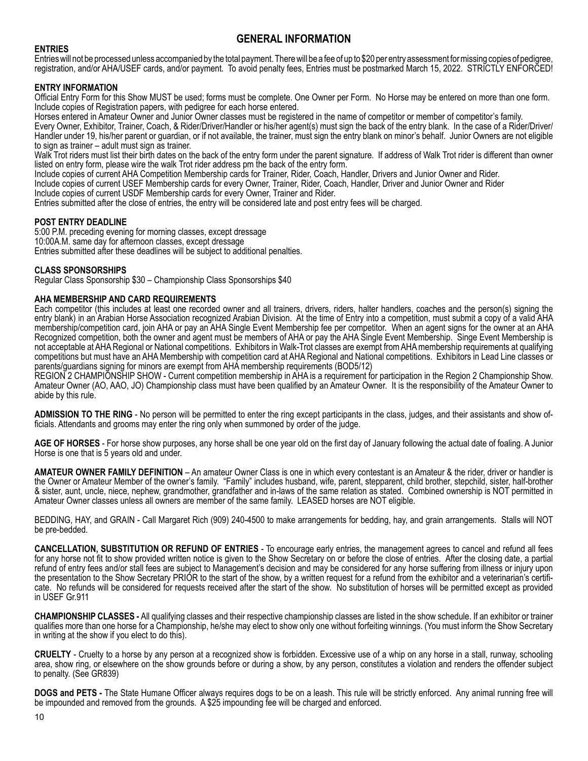# GENERAL INFORMATION

### ENTRIES

Entries will not be processed unless accompanied by the total payment. There will be a fee of up to $20 per entry assessment for missing copies of pedigree, registration, and/or AHA/USEF cards, and/or payment. To avoid penalty fees, Entries must be postmarked March 15, 2022. STRICTLY ENFORCED!

### ENTRY INFORMATION

Official Entry Form for this Show MUST be used; forms must be complete. One Owner per Form. No Horse may be entered on more than one form. Include copies of Registration papers, with pedigree for each horse entered.

Horses entered in Amateur Owner and Junior Owner classes must be registered in the name of competitor or member of competitor's family.

Every Owner, Exhibitor, Trainer, Coach, & Rider/Driver/Handler or his/her agent(s) must sign the back of the entry blank. In the case of a Rider/Driver/Handler under 19, his/her parent or guardian, or if not available, the trainer, must sign the entry blank on minor's behalf. Junior Owners are not eligible to sign as trainer – adult must sign as trainer.

Walk Trot riders must list their birth dates on the back of the entry form under the parent signature. If address of Walk Trot rider is different than owner listed on entry form, please wire the walk Trot rider address pm the back of the entry form.

Include copies of current AHA Competition Membership cards for Trainer, Rider, Coach, Handler, Drivers and Junior Owner and Rider.

Include copies of current USEF Membership cards for every Owner, Trainer, Rider, Coach, Handler, Driver and Junior Owner and Rider

Include copies of current USDF Membership cards for every Owner, Trainer and Rider.

Entries submitted after the close of entries, the entry will be considered late and post entry fees will be charged.

### POST ENTRY DEADLINE

5:00 P.M. preceding evening for morning classes, except dressage

10:00A.M. same day for afternoon classes, except dressage

Entries submitted after these deadlines will be subject to additional penalties.

### CLASS SPONSORSHIPS

Regular Class Sponsorship $30 – Championship Class Sponsorships $40

### AHA MEMBERSHIP AND CARD REQUIREMENTS

Each competitor (this includes at least one recorded owner and all trainers, drivers, riders, halter handlers, coaches and the person(s) signing the entry blank) in an Arabian Horse Association recognized Arabian Division. At the time of Entry into a competition, must submit a copy of a valid AHA membership/competition card, join AHA or pay an AHA Single Event Membership fee per competitor. When an agent signs for the owner at an AHA Recognized competition, both the owner and agent must be members of AHA or pay the AHA Single Event Membership. Singe Event Membership is not acceptable at AHA Regional or National competitions. Exhibitors in Walk-Trot classes are exempt from AHA membership requirements at qualifying competitions but must have an AHA Membership with competition card at AHA Regional and National competitions. Exhibitors in Lead Line classes or parents/guardians signing for minors are exempt from AHA membership requirements (BOD5/12)

REGION 2 CHAMPIONSHIP SHOW - Current competition membership in AHA is a requirement for participation in the Region 2 Championship Show. Amateur Owner (AO, AAO, JO) Championship class must have been qualified by an Amateur Owner. It is the responsibility of the Amateur Owner to abide by this rule.

**ADMISSION TO THE RING** - No person will be permitted to enter the ring except participants in the class, judges, and their assistants and show officials. Attendants and grooms may enter the ring only when summoned by order of the judge.

**AGE OF HORSES** - For horse show purposes, any horse shall be one year old on the first day of January following the actual date of foaling. A Junior Horse is one that is 5 years old and under.

**AMATEUR OWNER FAMILY DEFINITION** – An amateur Owner Class is one in which every contestant is an Amateur & the rider, driver or handler is the Owner or Amateur Member of the owner's family. "Family" includes husband, wife, parent, stepparent, child brother, stepchild, sister, half-brother & sister, aunt, uncle, niece, nephew, grandmother, grandfather and in-laws of the same relation as stated. Combined ownership is NOT permitted in Amateur Owner classes unless all owners are member of the same family. LEASED horses are NOT eligible.

BEDDING, HAY, and GRAIN - Call Margaret Rich (909) 240-4500 to make arrangements for bedding, hay, and grain arrangements. Stalls will NOT be pre-bedded.

**CANCELLATION, SUBSTITUTION OR REFUND OF ENTRIES** - To encourage early entries, the management agrees to cancel and refund all fees for any horse not fit to show provided written notice is given to the Show Secretary on or before the close of entries. After the closing date, a partial refund of entry fees and/or stall fees are subject to Management's decision and may be considered for any horse suffering from illness or injury upon the presentation to the Show Secretary PRIOR to the start of the show, by a written request for a refund from the exhibitor and a veterinarian's certificate. No refunds will be considered for requests received after the start of the show. No substitution of horses will be permitted except as provided in USEF Gr.911

**CHAMPIONSHIP CLASSES -** All qualifying classes and their respective championship classes are listed in the show schedule. If an exhibitor or trainer qualifies more than one horse for a Championship, he/she may elect to show only one without forfeiting winnings. (You must inform the Show Secretary in writing at the show if you elect to do this).

**CRUELTY** - Cruelty to a horse by any person at a recognized show is forbidden. Excessive use of a whip on any horse in a stall, runway, schooling area, show ring, or elsewhere on the show grounds before or during a show, by any person, constitutes a violation and renders the offender subject to penalty. (See GR839)

**DOGS and PETS -** The State Humane Officer always requires dogs to be on a leash. This rule will be strictly enforced. Any animal running free will be impounded and removed from the grounds. A $25 impounding fee will be charged and enforced.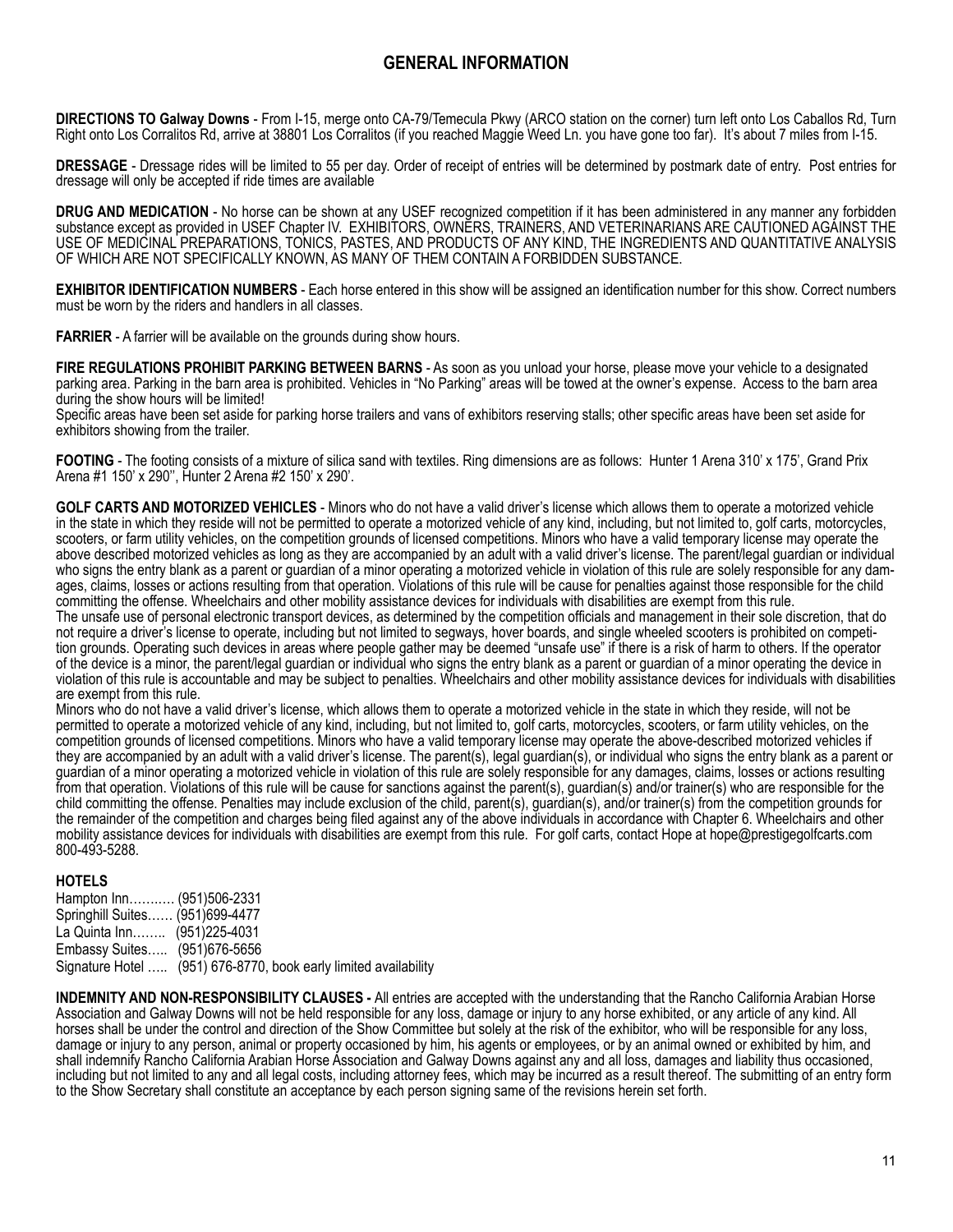# GENERAL INFORMATION

**DIRECTIONS TO Galway Downs** - From I-15, merge onto CA-79/Temecula Pkwy (ARCO station on the corner) turn left onto Los Caballos Rd, Turn Right onto Los Corralitos Rd, arrive at 38801 Los Corralitos (if you reached Maggie Weed Ln. you have gone too far). It's about 7 miles from I-15.

**DRESSAGE** - Dressage rides will be limited to 55 per day. Order of receipt of entries will be determined by postmark date of entry. Post entries for dressage will only be accepted if ride times are available

**DRUG AND MEDICATION** - No horse can be shown at any USEF recognized competition if it has been administered in any manner any forbidden substance except as provided in USEF Chapter IV. EXHIBITORS, OWNERS, TRAINERS, AND VETERINARIANS ARE CAUTIONED AGAINST THE USE OF MEDICINAL PREPARATIONS, TONICS, PASTES, AND PRODUCTS OF ANY KIND, THE INGREDIENTS AND QUANTITATIVE ANALYSIS OF WHICH ARE NOT SPECIFICALLY KNOWN, AS MANY OF THEM CONTAIN A FORBIDDEN SUBSTANCE.

**EXHIBITOR IDENTIFICATION NUMBERS** - Each horse entered in this show will be assigned an identification number for this show. Correct numbers must be worn by the riders and handlers in all classes.

**FARRIER** - A farrier will be available on the grounds during show hours.

**FIRE REGULATIONS PROHIBIT PARKING BETWEEN BARNS** - As soon as you unload your horse, please move your vehicle to a designated parking area. Parking in the barn area is prohibited. Vehicles in "No Parking" areas will be towed at the owner's expense. Access to the barn area during the show hours will be limited!
Specific areas have been set aside for parking horse trailers and vans of exhibitors reserving stalls; other specific areas have been set aside for exhibitors showing from the trailer.

**FOOTING** - The footing consists of a mixture of silica sand with textiles. Ring dimensions are as follows: Hunter 1 Arena 310' x 175', Grand Prix Arena #1 150' x 290'', Hunter 2 Arena #2 150' x 290'.

**GOLF CARTS AND MOTORIZED VEHICLES** - Minors who do not have a valid driver's license which allows them to operate a motorized vehicle in the state in which they reside will not be permitted to operate a motorized vehicle of any kind, including, but not limited to, golf carts, motorcycles, scooters, or farm utility vehicles, on the competition grounds of licensed competitions. Minors who have a valid temporary license may operate the above described motorized vehicles as long as they are accompanied by an adult with a valid driver's license. The parent/legal guardian or individual who signs the entry blank as a parent or guardian of a minor operating a motorized vehicle in violation of this rule are solely responsible for any damages, claims, losses or actions resulting from that operation. Violations of this rule will be cause for penalties against those responsible for the child committing the offense. Wheelchairs and other mobility assistance devices for individuals with disabilities are exempt from this rule.
The unsafe use of personal electronic transport devices, as determined by the competition officials and management in their sole discretion, that do not require a driver's license to operate, including but not limited to segways, hover boards, and single wheeled scooters is prohibited on competition grounds. Operating such devices in areas where people gather may be deemed "unsafe use" if there is a risk of harm to others. If the operator of the device is a minor, the parent/legal guardian or individual who signs the entry blank as a parent or guardian of a minor operating the device in violation of this rule is accountable and may be subject to penalties. Wheelchairs and other mobility assistance devices for individuals with disabilities are exempt from this rule.
Minors who do not have a valid driver's license, which allows them to operate a motorized vehicle in the state in which they reside, will not be permitted to operate a motorized vehicle of any kind, including, but not limited to, golf carts, motorcycles, scooters, or farm utility vehicles, on the competition grounds of licensed competitions. Minors who have a valid temporary license may operate the above-described motorized vehicles if they are accompanied by an adult with a valid driver's license. The parent(s), legal guardian(s), or individual who signs the entry blank as a parent or guardian of a minor operating a motorized vehicle in violation of this rule are solely responsible for any damages, claims, losses or actions resulting from that operation. Violations of this rule will be cause for sanctions against the parent(s), guardian(s) and/or trainer(s) who are responsible for the child committing the offense. Penalties may include exclusion of the child, parent(s), guardian(s), and/or trainer(s) from the competition grounds for the remainder of the competition and charges being filed against any of the above individuals in accordance with Chapter 6. Wheelchairs and other mobility assistance devices for individuals with disabilities are exempt from this rule. For golf carts, contact Hope at hope@prestigegolfcarts.com 800-493-5288.

**HOTELS**

Hampton Inn………. (951)506-2331
Springhill Suites…… (951)699-4477
La Quinta Inn…….. (951)225-4031
Embassy Suites….. (951)676-5656
Signature Hotel ….. (951) 676-8770, book early limited availability

**INDEMNITY AND NON-RESPONSIBILITY CLAUSES -** All entries are accepted with the understanding that the Rancho California Arabian Horse Association and Galway Downs will not be held responsible for any loss, damage or injury to any horse exhibited, or any article of any kind. All horses shall be under the control and direction of the Show Committee but solely at the risk of the exhibitor, who will be responsible for any loss, damage or injury to any person, animal or property occasioned by him, his agents or employees, or by an animal owned or exhibited by him, and shall indemnify Rancho California Arabian Horse Association and Galway Downs against any and all loss, damages and liability thus occasioned, including but not limited to any and all legal costs, including attorney fees, which may be incurred as a result thereof. The submitting of an entry form to the Show Secretary shall constitute an acceptance by each person signing same of the revisions herein set forth.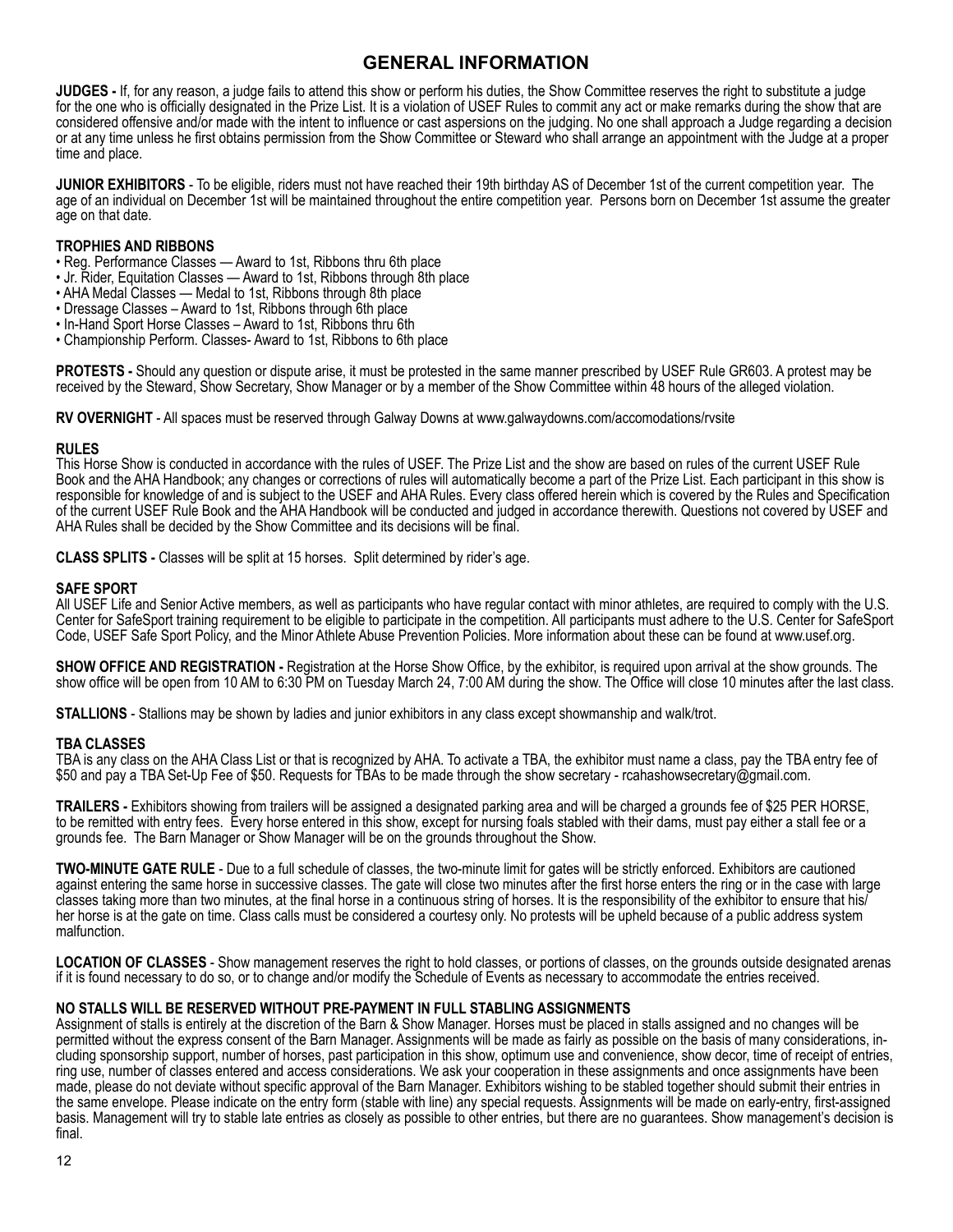# GENERAL INFORMATION

**JUDGES -** If, for any reason, a judge fails to attend this show or perform his duties, the Show Committee reserves the right to substitute a judge for the one who is officially designated in the Prize List. It is a violation of USEF Rules to commit any act or make remarks during the show that are considered offensive and/or made with the intent to influence or cast aspersions on the judging. No one shall approach a Judge regarding a decision or at any time unless he first obtains permission from the Show Committee or Steward who shall arrange an appointment with the Judge at a proper time and place.

**JUNIOR EXHIBITORS** - To be eligible, riders must not have reached their 19th birthday AS of December 1st of the current competition year. The age of an individual on December 1st will be maintained throughout the entire competition year. Persons born on December 1st assume the greater age on that date.

**TROPHIES AND RIBBONS**

- Reg. Performance Classes — Award to 1st, Ribbons thru 6th place
- Jr. Rider, Equitation Classes — Award to 1st, Ribbons through 8th place
- AHA Medal Classes — Medal to 1st, Ribbons through 8th place
- Dressage Classes – Award to 1st, Ribbons through 6th place
- In-Hand Sport Horse Classes – Award to 1st, Ribbons thru 6th
- Championship Perform. Classes- Award to 1st, Ribbons to 6th place

**PROTESTS -** Should any question or dispute arise, it must be protested in the same manner prescribed by USEF Rule GR603. A protest may be received by the Steward, Show Secretary, Show Manager or by a member of the Show Committee within 48 hours of the alleged violation.

**RV OVERNIGHT** - All spaces must be reserved through Galway Downs at www.galwaydowns.com/accomodations/rvsite

**RULES**

This Horse Show is conducted in accordance with the rules of USEF. The Prize List and the show are based on rules of the current USEF Rule Book and the AHA Handbook; any changes or corrections of rules will automatically become a part of the Prize List. Each participant in this show is responsible for knowledge of and is subject to the USEF and AHA Rules. Every class offered herein which is covered by the Rules and Specification of the current USEF Rule Book and the AHA Handbook will be conducted and judged in accordance therewith. Questions not covered by USEF and AHA Rules shall be decided by the Show Committee and its decisions will be final.

**CLASS SPLITS -** Classes will be split at 15 horses. Split determined by rider's age.

**SAFE SPORT**

All USEF Life and Senior Active members, as well as participants who have regular contact with minor athletes, are required to comply with the U.S. Center for SafeSport training requirement to be eligible to participate in the competition. All participants must adhere to the U.S. Center for SafeSport Code, USEF Safe Sport Policy, and the Minor Athlete Abuse Prevention Policies. More information about these can be found at www.usef.org.

**SHOW OFFICE AND REGISTRATION -** Registration at the Horse Show Office, by the exhibitor, is required upon arrival at the show grounds. The show office will be open from 10 AM to 6:30 PM on Tuesday March 24, 7:00 AM during the show. The Office will close 10 minutes after the last class.

**STALLIONS** - Stallions may be shown by ladies and junior exhibitors in any class except showmanship and walk/trot.

**TBA CLASSES**

TBA is any class on the AHA Class List or that is recognized by AHA. To activate a TBA, the exhibitor must name a class, pay the TBA entry fee of $50 and pay a TBA Set-Up Fee of $50. Requests for TBAs to be made through the show secretary - rcahashowsecretary@gmail.com.

**TRAILERS -** Exhibitors showing from trailers will be assigned a designated parking area and will be charged a grounds fee of $25 PER HORSE, to be remitted with entry fees. Every horse entered in this show, except for nursing foals stabled with their dams, must pay either a stall fee or a grounds fee. The Barn Manager or Show Manager will be on the grounds throughout the Show.

**TWO-MINUTE GATE RULE** - Due to a full schedule of classes, the two-minute limit for gates will be strictly enforced. Exhibitors are cautioned against entering the same horse in successive classes. The gate will close two minutes after the first horse enters the ring or in the case with large classes taking more than two minutes, at the final horse in a continuous string of horses. It is the responsibility of the exhibitor to ensure that his/her horse is at the gate on time. Class calls must be considered a courtesy only. No protests will be upheld because of a public address system malfunction.

**LOCATION OF CLASSES** - Show management reserves the right to hold classes, or portions of classes, on the grounds outside designated arenas if it is found necessary to do so, or to change and/or modify the Schedule of Events as necessary to accommodate the entries received.

**NO STALLS WILL BE RESERVED WITHOUT PRE-PAYMENT IN FULL STABLING ASSIGNMENTS**

Assignment of stalls is entirely at the discretion of the Barn & Show Manager. Horses must be placed in stalls assigned and no changes will be permitted without the express consent of the Barn Manager. Assignments will be made as fairly as possible on the basis of many considerations, including sponsorship support, number of horses, past participation in this show, optimum use and convenience, show decor, time of receipt of entries, ring use, number of classes entered and access considerations. We ask your cooperation in these assignments and once assignments have been made, please do not deviate without specific approval of the Barn Manager. Exhibitors wishing to be stabled together should submit their entries in the same envelope. Please indicate on the entry form (stable with line) any special requests. Assignments will be made on early-entry, first-assigned basis. Management will try to stable late entries as closely as possible to other entries, but there are no guarantees. Show management's decision is final.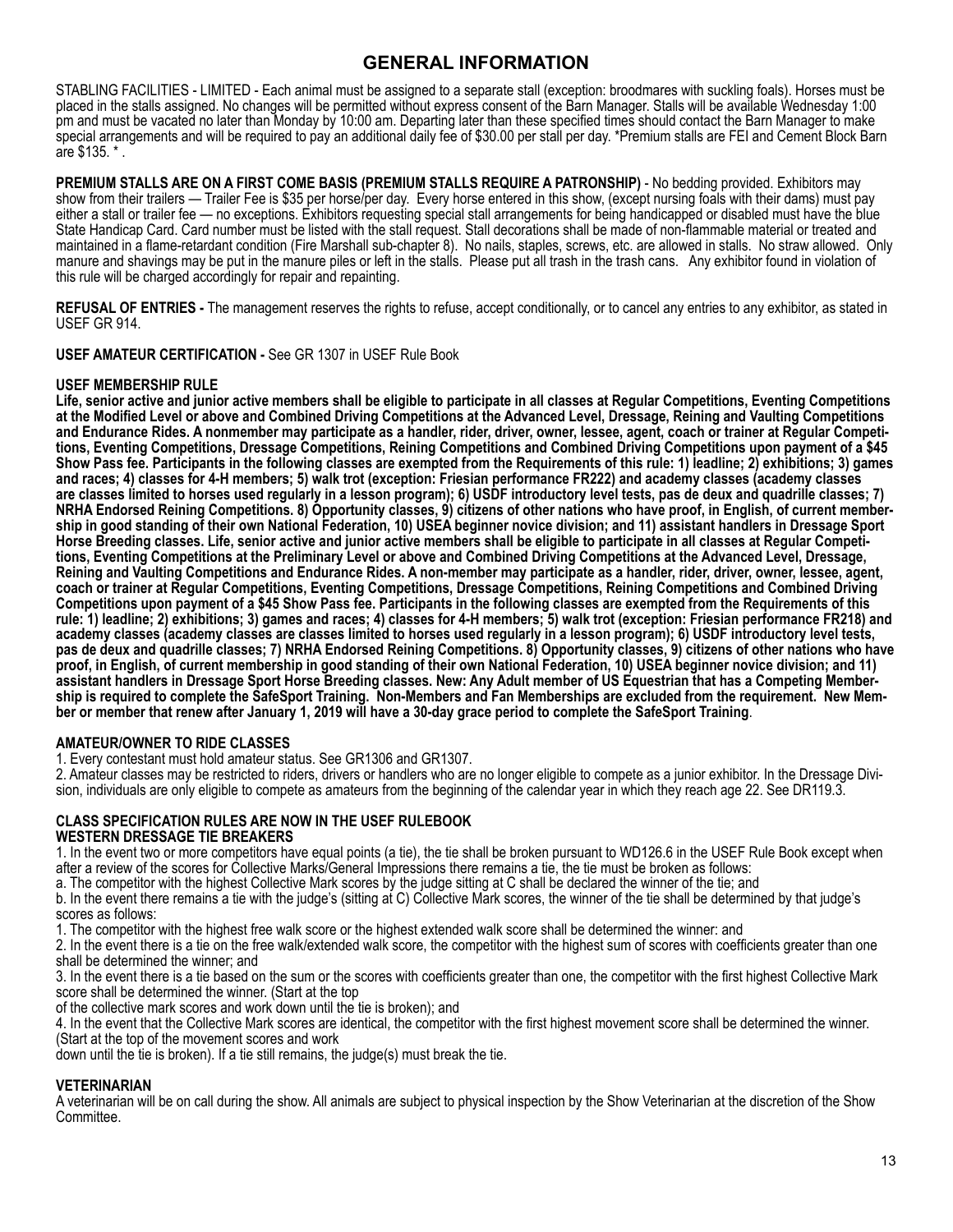# GENERAL INFORMATION

STABLING FACILITIES - LIMITED - Each animal must be assigned to a separate stall (exception: broodmares with suckling foals). Horses must be placed in the stalls assigned. No changes will be permitted without express consent of the Barn Manager. Stalls will be available Wednesday 1:00 pm and must be vacated no later than Monday by 10:00 am. Departing later than these specified times should contact the Barn Manager to make special arrangements and will be required to pay an additional daily fee of $30.00 per stall per day. *Premium stalls are FEI and Cement Block Barn are $135. * .

**PREMIUM STALLS ARE ON A FIRST COME BASIS (PREMIUM STALLS REQUIRE A PATRONSHIP)** - No bedding provided. Exhibitors may show from their trailers — Trailer Fee is $35 per horse/per day. Every horse entered in this show, (except nursing foals with their dams) must pay either a stall or trailer fee — no exceptions. Exhibitors requesting special stall arrangements for being handicapped or disabled must have the blue State Handicap Card. Card number must be listed with the stall request. Stall decorations shall be made of non-flammable material or treated and maintained in a flame-retardant condition (Fire Marshall sub-chapter 8). No nails, staples, screws, etc. are allowed in stalls. No straw allowed. Only manure and shavings may be put in the manure piles or left in the stalls. Please put all trash in the trash cans. Any exhibitor found in violation of this rule will be charged accordingly for repair and repainting.

**REFUSAL OF ENTRIES -** The management reserves the rights to refuse, accept conditionally, or to cancel any entries to any exhibitor, as stated in USEF GR 914.

**USEF AMATEUR CERTIFICATION -** See GR 1307 in USEF Rule Book

**USEF MEMBERSHIP RULE**

**Life, senior active and junior active members shall be eligible to participate in all classes at Regular Competitions, Eventing Competitions at the Modified Level or above and Combined Driving Competitions at the Advanced Level, Dressage, Reining and Vaulting Competitions and Endurance Rides. A nonmember may participate as a handler, rider, driver, owner, lessee, agent, coach or trainer at Regular Competitions, Eventing Competitions, Dressage Competitions, Reining Competitions and Combined Driving Competitions upon payment of a $45 Show Pass fee. Participants in the following classes are exempted from the Requirements of this rule: 1) leadline; 2) exhibitions; 3) games and races; 4) classes for 4-H members; 5) walk trot (exception: Friesian performance FR222) and academy classes (academy classes are classes limited to horses used regularly in a lesson program); 6) USDF introductory level tests, pas de deux and quadrille classes; 7) NRHA Endorsed Reining Competitions. 8) Opportunity classes, 9) citizens of other nations who have proof, in English, of current membership in good standing of their own National Federation, 10) USEA beginner novice division; and 11) assistant handlers in Dressage Sport Horse Breeding classes. Life, senior active and junior active members shall be eligible to participate in all classes at Regular Competitions, Eventing Competitions at the Preliminary Level or above and Combined Driving Competitions at the Advanced Level, Dressage, Reining and Vaulting Competitions and Endurance Rides. A non-member may participate as a handler, rider, driver, owner, lessee, agent, coach or trainer at Regular Competitions, Eventing Competitions, Dressage Competitions, Reining Competitions and Combined Driving Competitions upon payment of a $45 Show Pass fee. Participants in the following classes are exempted from the Requirements of this rule: 1) leadline; 2) exhibitions; 3) games and races; 4) classes for 4-H members; 5) walk trot (exception: Friesian performance FR218) and academy classes (academy classes are classes limited to horses used regularly in a lesson program); 6) USDF introductory level tests, pas de deux and quadrille classes; 7) NRHA Endorsed Reining Competitions. 8) Opportunity classes, 9) citizens of other nations who have proof, in English, of current membership in good standing of their own National Federation, 10) USEA beginner novice division; and 11) assistant handlers in Dressage Sport Horse Breeding classes. New: Any Adult member of US Equestrian that has a Competing Membership is required to complete the SafeSport Training. Non-Members and Fan Memberships are excluded from the requirement. New Member or member that renew after January 1, 2019 will have a 30-day grace period to complete the SafeSport Training**.

**AMATEUR/OWNER TO RIDE CLASSES**

1. Every contestant must hold amateur status. See GR1306 and GR1307.
2. Amateur classes may be restricted to riders, drivers or handlers who are no longer eligible to compete as a junior exhibitor. In the Dressage Division, individuals are only eligible to compete as amateurs from the beginning of the calendar year in which they reach age 22. See DR119.3.

**CLASS SPECIFICATION RULES ARE NOW IN THE USEF RULEBOOK**

**WESTERN DRESSAGE TIE BREAKERS**

1. In the event two or more competitors have equal points (a tie), the tie shall be broken pursuant to WD126.6 in the USEF Rule Book except when after a review of the scores for Collective Marks/General Impressions there remains a tie, the tie must be broken as follows:

a. The competitor with the highest Collective Mark scores by the judge sitting at C shall be declared the winner of the tie; and

b. In the event there remains a tie with the judge's (sitting at C) Collective Mark scores, the winner of the tie shall be determined by that judge's scores as follows:

1. The competitor with the highest free walk score or the highest extended walk score shall be determined the winner: and
2. In the event there is a tie on the free walk/extended walk score, the competitor with the highest sum of scores with coefficients greater than one shall be determined the winner; and
3. In the event there is a tie based on the sum or the scores with coefficients greater than one, the competitor with the first highest Collective Mark score shall be determined the winner. (Start at the top of the collective mark scores and work down until the tie is broken); and
4. In the event that the Collective Mark scores are identical, the competitor with the first highest movement score shall be determined the winner. (Start at the top of the movement scores and work down until the tie is broken). If a tie still remains, the judge(s) must break the tie.

**VETERINARIAN**

A veterinarian will be on call during the show. All animals are subject to physical inspection by the Show Veterinarian at the discretion of the Show Committee.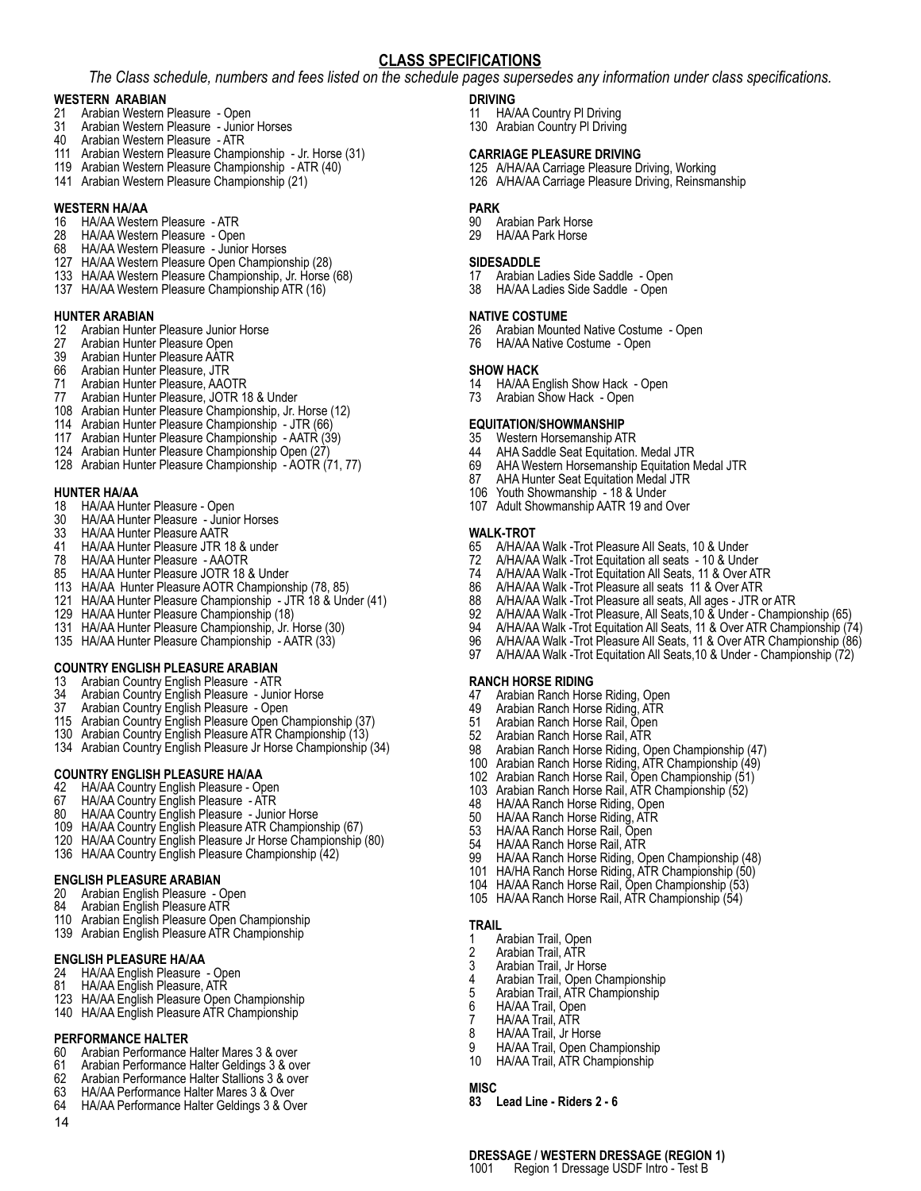## CLASS SPECIFICATIONS

*The Class schedule, numbers and fees listed on the schedule pages supersedes any information under class specifications.*

### WESTERN ARABIAN
21 Arabian Western Pleasure - Open
31 Arabian Western Pleasure - Junior Horses
40 Arabian Western Pleasure - ATR
111 Arabian Western Pleasure Championship - Jr. Horse (31)
119 Arabian Western Pleasure Championship - ATR (40)
141 Arabian Western Pleasure Championship (21)

### WESTERN HA/AA
16 HA/AA Western Pleasure - ATR
28 HA/AA Western Pleasure - Open
68 HA/AA Western Pleasure - Junior Horses
127 HA/AA Western Pleasure Open Championship (28)
133 HA/AA Western Pleasure Championship, Jr. Horse (68)
137 HA/AA Western Pleasure Championship ATR (16)

### HUNTER ARABIAN
12 Arabian Hunter Pleasure Junior Horse
27 Arabian Hunter Pleasure Open
39 Arabian Hunter Pleasure AATR
66 Arabian Hunter Pleasure, JTR
71 Arabian Hunter Pleasure, AAOTR
77 Arabian Hunter Pleasure, JOTR 18 & Under
108 Arabian Hunter Pleasure Championship, Jr. Horse (12)
114 Arabian Hunter Pleasure Championship - JTR (66)
117 Arabian Hunter Pleasure Championship - AATR (39)
124 Arabian Hunter Pleasure Championship Open (27)
128 Arabian Hunter Pleasure Championship - AOTR (71, 77)

### HUNTER HA/AA
18 HA/AA Hunter Pleasure - Open
30 HA/AA Hunter Pleasure - Junior Horses
33 HA/AA Hunter Pleasure AATR
41 HA/AA Hunter Pleasure JTR 18 & under
78 HA/AA Hunter Pleasure - AAOTR
85 HA/AA Hunter Pleasure JOTR 18 & Under
113 HA/AA Hunter Pleasure AOTR Championship (78, 85)
121 HA/AA Hunter Pleasure Championship - JTR 18 & Under (41)
129 HA/AA Hunter Pleasure Championship (18)
131 HA/AA Hunter Pleasure Championship, Jr. Horse (30)
135 HA/AA Hunter Pleasure Championship - AATR (33)

### COUNTRY ENGLISH PLEASURE ARABIAN
13 Arabian Country English Pleasure - ATR
34 Arabian Country English Pleasure - Junior Horse
37 Arabian Country English Pleasure - Open
115 Arabian Country English Pleasure Open Championship (37)
130 Arabian Country English Pleasure ATR Championship (13)
134 Arabian Country English Pleasure Jr Horse Championship (34)

### COUNTRY ENGLISH PLEASURE HA/AA
42 HA/AA Country English Pleasure - Open
67 HA/AA Country English Pleasure - ATR
80 HA/AA Country English Pleasure - Junior Horse
109 HA/AA Country English Pleasure ATR Championship (67)
120 HA/AA Country English Pleasure Jr Horse Championship (80)
136 HA/AA Country English Pleasure Championship (42)

### ENGLISH PLEASURE ARABIAN
20 Arabian English Pleasure - Open
84 Arabian English Pleasure ATR
110 Arabian English Pleasure Open Championship
139 Arabian English Pleasure ATR Championship

### ENGLISH PLEASURE HA/AA
24 HA/AA English Pleasure - Open
81 HA/AA English Pleasure, ATR
123 HA/AA English Pleasure Open Championship
140 HA/AA English Pleasure ATR Championship

### PERFORMANCE HALTER
60 Arabian Performance Halter Mares 3 & over
61 Arabian Performance Halter Geldings 3 & over
62 Arabian Performance Halter Stallions 3 & over
63 HA/AA Performance Halter Mares 3 & Over
64 HA/AA Performance Halter Geldings 3 & Over

### DRIVING
11 HA/AA Country Pl Driving
130 Arabian Country Pl Driving

### CARRIAGE PLEASURE DRIVING
125 A/HA/AA Carriage Pleasure Driving, Working
126 A/HA/AA Carriage Pleasure Driving, Reinsmanship

### PARK
90 Arabian Park Horse
29 HA/AA Park Horse

### SIDESADDLE
17 Arabian Ladies Side Saddle - Open
38 HA/AA Ladies Side Saddle - Open

### NATIVE COSTUME
26 Arabian Mounted Native Costume - Open
76 HA/AA Native Costume - Open

### SHOW HACK
14 HA/AA English Show Hack - Open
73 Arabian Show Hack - Open

### EQUITATION/SHOWMANSHIP
35 Western Horsemanship ATR
44 AHA Saddle Seat Equitation. Medal JTR
69 AHA Western Horsemanship Equitation Medal JTR
87 AHA Hunter Seat Equitation Medal JTR
106 Youth Showmanship - 18 & Under
107 Adult Showmanship AATR 19 and Over

### WALK-TROT
65 A/HA/AA Walk -Trot Pleasure All Seats, 10 & Under
72 A/HA/AA Walk -Trot Equitation all seats - 10 & Under
74 A/HA/AA Walk -Trot Equitation All Seats, 11 & Over ATR
86 A/HA/AA Walk -Trot Pleasure all seats 11 & Over ATR
88 A/HA/AA Walk -Trot Pleasure all seats, All ages - JTR or ATR
92 A/HA/AA Walk -Trot Pleasure, All Seats,10 & Under - Championship (65)
94 A/HA/AA Walk -Trot Equitation All Seats, 11 & Over ATR Championship (74)
96 A/HA/AA Walk -Trot Pleasure All Seats, 11 & Over ATR Championship (86)
97 A/HA/AA Walk -Trot Equitation All Seats,10 & Under - Championship (72)

### RANCH HORSE RIDING
47 Arabian Ranch Horse Riding, Open
49 Arabian Ranch Horse Riding, ATR
51 Arabian Ranch Horse Rail, Open
52 Arabian Ranch Horse Rail, ATR
98 Arabian Ranch Horse Riding, Open Championship (47)
100 Arabian Ranch Horse Riding, ATR Championship (49)
102 Arabian Ranch Horse Rail, Open Championship (51)
103 Arabian Ranch Horse Rail, ATR Championship (52)
48 HA/AA Ranch Horse Riding, Open
50 HA/AA Ranch Horse Riding, ATR
53 HA/AA Ranch Horse Rail, Open
54 HA/AA Ranch Horse Rail, ATR
99 HA/AA Ranch Horse Riding, Open Championship (48)
101 HA/HA Ranch Horse Riding, ATR Championship (50)
104 HA/AA Ranch Horse Rail, Open Championship (53)
105 HA/AA Ranch Horse Rail, ATR Championship (54)

### TRAIL
1 Arabian Trail, Open
2 Arabian Trail, ATR
3 Arabian Trail, Jr Horse
4 Arabian Trail, Open Championship
5 Arabian Trail, ATR Championship
6 HA/AA Trail, Open
7 HA/AA Trail, ATR
8 HA/AA Trail, Jr Horse
9 HA/AA Trail, Open Championship
10 HA/AA Trail, ATR Championship

### MISC
**83 Lead Line - Riders 2 - 6**

### DRESSAGE / WESTERN DRESSAGE (REGION 1)
1001 Region 1 Dressage USDF Intro - Test B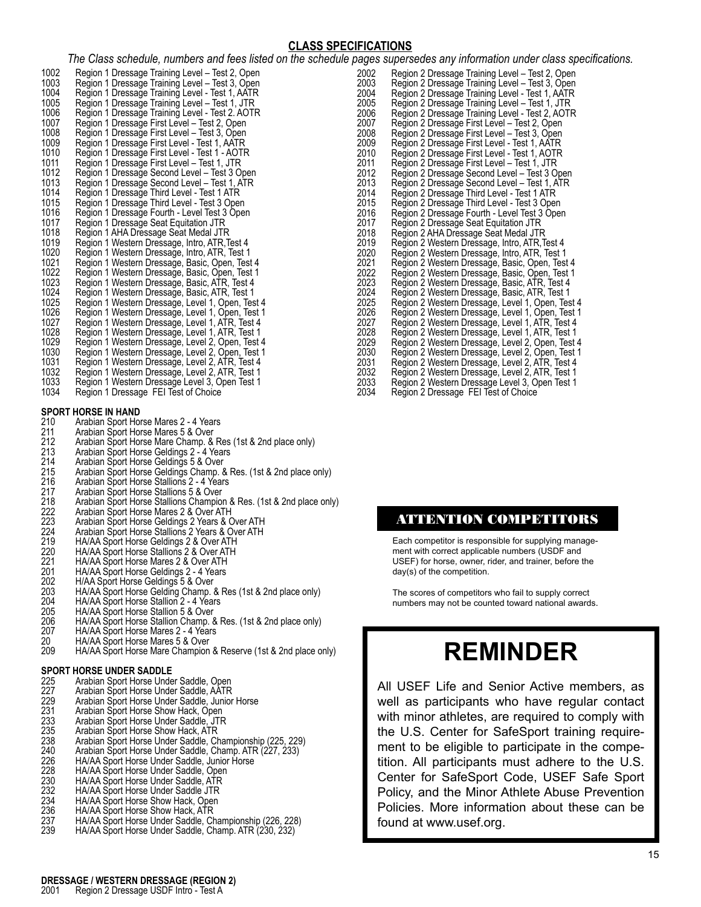## CLASS SPECIFICATIONS

*The Class schedule, numbers and fees listed on the schedule pages supersedes any information under class specifications.*

1002 Region 1 Dressage Training Level – Test 2, Open
1003 Region 1 Dressage Training Level – Test 3, Open
1004 Region 1 Dressage Training Level - Test 1, AATR
1005 Region 1 Dressage Training Level – Test 1, JTR
1006 Region 1 Dressage Training Level - Test 2. AOTR
1007 Region 1 Dressage First Level – Test 2, Open
1008 Region 1 Dressage First Level – Test 3, Open
1009 Region 1 Dressage First Level - Test 1, AATR
1010 Region 1 Dressage First Level - Test 1 - AOTR
1011 Region 1 Dressage First Level – Test 1, JTR
1012 Region 1 Dressage Second Level – Test 3 Open
1013 Region 1 Dressage Second Level – Test 1, ATR
1014 Region 1 Dressage Third Level - Test 1 ATR
1015 Region 1 Dressage Third Level - Test 3 Open
1016 Region 1 Dressage Fourth - Level Test 3 Open
1017 Region 1 Dressage Seat Equitation JTR
1018 Region 1 AHA Dressage Seat Medal JTR
1019 Region 1 Western Dressage, Intro, ATR,Test 4
1020 Region 1 Western Dressage, Intro, ATR, Test 1
1021 Region 1 Western Dressage, Basic, Open, Test 4
1022 Region 1 Western Dressage, Basic, Open, Test 1
1023 Region 1 Western Dressage, Basic, ATR, Test 4
1024 Region 1 Western Dressage, Basic, ATR, Test 1
1025 Region 1 Western Dressage, Level 1, Open, Test 4
1026 Region 1 Western Dressage, Level 1, Open, Test 1
1027 Region 1 Western Dressage, Level 1, ATR, Test 4
1028 Region 1 Western Dressage, Level 1, ATR, Test 1
1029 Region 1 Western Dressage, Level 2, Open, Test 4
1030 Region 1 Western Dressage, Level 2, Open, Test 1
1031 Region 1 Western Dressage, Level 2, ATR, Test 4
1032 Region 1 Western Dressage, Level 2, ATR, Test 1
1033 Region 1 Western Dressage Level 3, Open Test 1
1034 Region 1 Dressage FEI Test of Choice

**SPORT HORSE IN HAND**

210 Arabian Sport Horse Mares 2 - 4 Years
211 Arabian Sport Horse Mares 5 & Over
212 Arabian Sport Horse Mare Champ. & Res (1st & 2nd place only)
213 Arabian Sport Horse Geldings 2 - 4 Years
214 Arabian Sport Horse Geldings 5 & Over
215 Arabian Sport Horse Geldings Champ. & Res. (1st & 2nd place only)
216 Arabian Sport Horse Stallions 2 - 4 Years
217 Arabian Sport Horse Stallions 5 & Over
218 Arabian Sport Horse Stallions Champion & Res. (1st & 2nd place only)
222 Arabian Sport Horse Mares 2 & Over ATH
223 Arabian Sport Horse Geldings 2 Years & Over ATH
224 Arabian Sport Horse Stallions 2 Years & Over ATH
219 HA/AA Sport Horse Geldings 2 & Over ATH
220 HA/AA Sport Horse Stallions 2 & Over ATH
221 HA/AA Sport Horse Mares 2 & Over ATH
201 HA/AA Sport Horse Geldings 2 - 4 Years
202 H/AA Sport Horse Geldings 5 & Over
203 HA/AA Sport Horse Gelding Champ. & Res (1st & 2nd place only)
204 HA/AA Sport Horse Stallion 2 - 4 Years
205 HA/AA Sport Horse Stallion 5 & Over
206 HA/AA Sport Horse Stallion Champ. & Res. (1st & 2nd place only)
207 HA/AA Sport Horse Mares 2 - 4 Years
20 HA/AA Sport Horse Mares 5 & Over
209 HA/AA Sport Horse Mare Champion & Reserve (1st & 2nd place only)

**SPORT HORSE UNDER SADDLE**

225 Arabian Sport Horse Under Saddle, Open
227 Arabian Sport Horse Under Saddle, AATR
229 Arabian Sport Horse Under Saddle, Junior Horse
231 Arabian Sport Horse Show Hack, Open
233 Arabian Sport Horse Under Saddle, JTR
235 Arabian Sport Horse Show Hack, ATR
238 Arabian Sport Horse Under Saddle, Championship (225, 229)
240 Arabian Sport Horse Under Saddle, Champ. ATR (227, 233)
226 HA/AA Sport Horse Under Saddle, Junior Horse
228 HA/AA Sport Horse Under Saddle, Open
230 HA/AA Sport Horse Under Saddle, ATR
232 HA/AA Sport Horse Under Saddle JTR
234 HA/AA Sport Horse Show Hack, Open
236 HA/AA Sport Horse Show Hack, ATR
237 HA/AA Sport Horse Under Saddle, Championship (226, 228)
239 HA/AA Sport Horse Under Saddle, Champ. ATR (230, 232)

**DRESSAGE / WESTERN DRESSAGE (REGION 2)**

2001 Region 2 Dressage USDF Intro - Test A
2002 Region 2 Dressage Training Level – Test 2, Open
2003 Region 2 Dressage Training Level – Test 3, Open
2004 Region 2 Dressage Training Level - Test 1, AATR
2005 Region 2 Dressage Training Level – Test 1, JTR
2006 Region 2 Dressage Training Level - Test 2, AOTR
2007 Region 2 Dressage First Level – Test 2, Open
2008 Region 2 Dressage First Level – Test 3, Open
2009 Region 2 Dressage First Level - Test 1, AATR
2010 Region 2 Dressage First Level - Test 1, AOTR
2011 Region 2 Dressage First Level – Test 1, JTR
2012 Region 2 Dressage Second Level – Test 3 Open
2013 Region 2 Dressage Second Level – Test 1, ATR
2014 Region 2 Dressage Third Level - Test 1 ATR
2015 Region 2 Dressage Third Level - Test 3 Open
2016 Region 2 Dressage Fourth - Level Test 3 Open
2017 Region 2 Dressage Seat Equitation JTR
2018 Region 2 AHA Dressage Seat Medal JTR
2019 Region 2 Western Dressage, Intro, ATR,Test 4
2020 Region 2 Western Dressage, Intro, ATR, Test 1
2021 Region 2 Western Dressage, Basic, Open, Test 4
2022 Region 2 Western Dressage, Basic, Open, Test 1
2023 Region 2 Western Dressage, Basic, ATR, Test 4
2024 Region 2 Western Dressage, Basic, ATR, Test 1
2025 Region 2 Western Dressage, Level 1, Open, Test 4
2026 Region 2 Western Dressage, Level 1, Open, Test 1
2027 Region 2 Western Dressage, Level 1, ATR, Test 4
2028 Region 2 Western Dressage, Level 1, ATR, Test 1
2029 Region 2 Western Dressage, Level 2, Open, Test 4
2030 Region 2 Western Dressage, Level 2, Open, Test 1
2031 Region 2 Western Dressage, Level 2, ATR, Test 4
2032 Region 2 Western Dressage, Level 2, ATR, Test 1
2033 Region 2 Western Dressage Level 3, Open Test 1
2034 Region 2 Dressage FEI Test of Choice

### ATTENTION COMPETITORS

Each competitor is responsible for supplying management with correct applicable numbers (USDF and USEF) for horse, owner, rider, and trainer, before the day(s) of the competition.

The scores of competitors who fail to supply correct numbers may not be counted toward national awards.

# REMINDER

All USEF Life and Senior Active members, as well as participants who have regular contact with minor athletes, are required to comply with the U.S. Center for SafeSport training requirement to be eligible to participate in the competition. All participants must adhere to the U.S. Center for SafeSport Code, USEF Safe Sport Policy, and the Minor Athlete Abuse Prevention Policies. More information about these can be found at www.usef.org.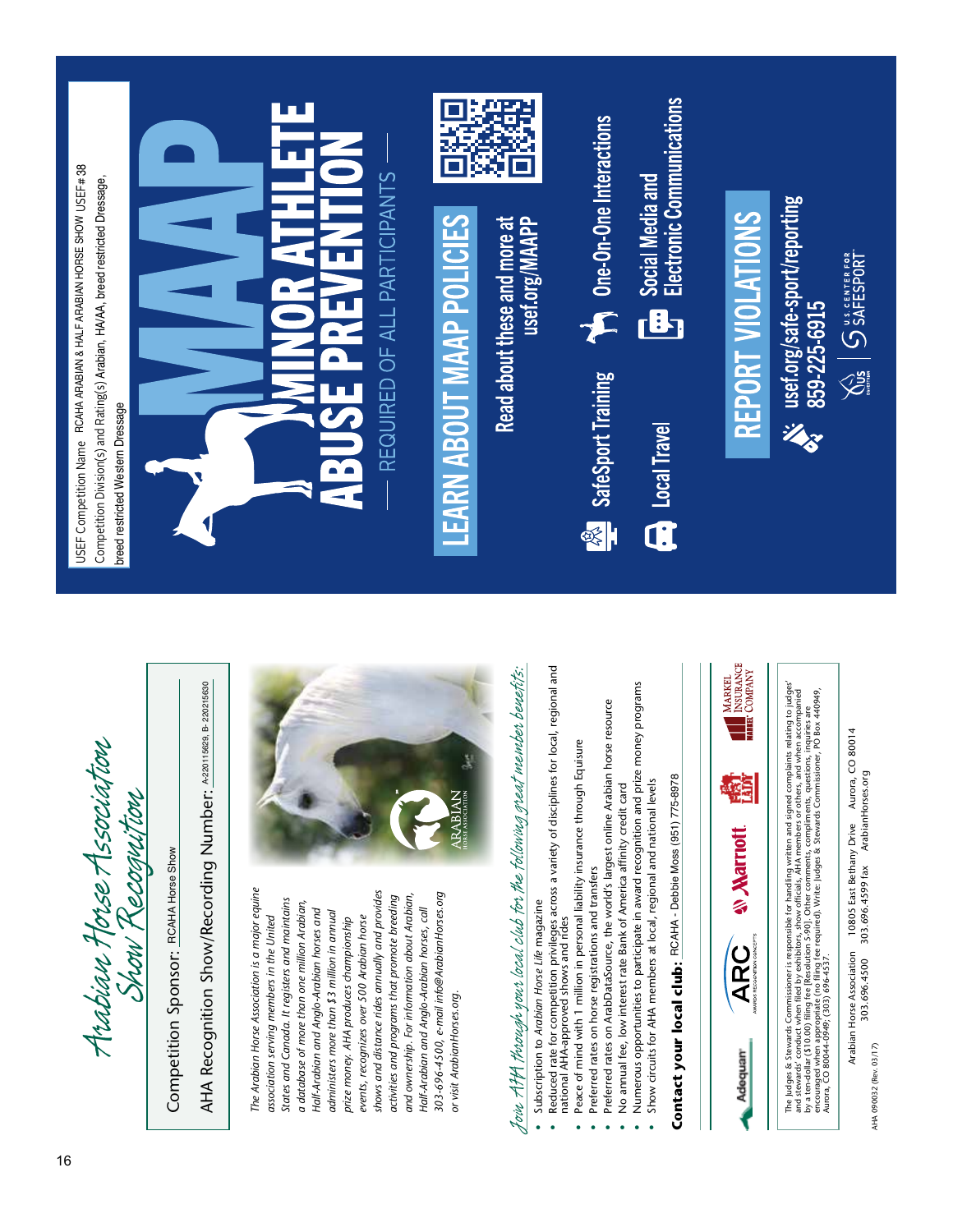# Arabian Horse Association Show Recognition

Competition Sponsor: RCAHA Horse Show

AHA Recognition Show/Recording Number: A-220115629, B- 220215630

*The Arabian Horse Association is a major equine association serving members in the United States and Canada. It registers and maintains a database of more than one million Arabian, Half-Arabian and Anglo-Arabian horses and administers more than $3 million in annual prize money. AHA produces championship events, recognizes over 500 Arabian horse shows and distance rides annually and provides activities and programs that promote breeding and ownership. For information about Arabian, Half-Arabian and Anglo-Arabian horses, call 303-696-4500, e-mail info@ArabianHorses.org or visit ArabianHorses.org.*

## *Join AHA through your local club for the following great member benefits:*

- Subscription to *Arabian Horse Life* magazine
- Reduced rate for competition privileges across a variety of disciplines for local, regional and national AHA-approved shows and rides
- Peace of mind with 1 million in personal liability insurance through Equisure
- Preferred rates on horse registrations and transfers
- Preferred rates on ArabDataSource, the world's largest online Arabian horse resource
- No annual fee, low interest rate Bank of America affinity credit card
- Numerous opportunities to participate in award recognition and prize money programs
- Show circuits for AHA members at local, regional and national levels

**Contact your local club:** RCAHA - Debbie Moss (951) 775-8978

Adequan | ARC Awards Recognition Concepts | Marriott | Lazy | Markel Insurance Company

The Judges & Stewards Commissioner is responsible for handling written and signed complaints relating to judges' and stewards' conduct when filed by exhibitors, show officials, AHA members or others, and when accompanied by a ten-dollar ($10.00) filing fee [Resolution 5-90]. Other comments, compliments, questions, inquiries are encouraged when appropriate (no filing fee required). Write: Judges & Stewards Commissioner, PO Box 440949, Aurora, CO 80044-0949; (303) 696-4537.

Arabian Horse Association | 10805 East Bethany Drive | Aurora, CO 80014
303.696.4500 | 303.696.4599 fax | ArabianHorses.org

AHA 09/0032 (Rev. 03/17)

---

USEF Competition Name: RCAHA ARABIAN & HALF ARABIAN HORSE SHOW USEF# 38

Competition Division(s) and Rating(s): Arabian, HA/AA, breed restricted Dressage, breed restricted Western Dressage

# MAAP
# MINOR ATHLETE ABUSE PREVENTION

— REQUIRED OF ALL PARTICIPANTS —

## LEARN ABOUT MAAP POLICIES

Read about these and more at usef.org/MAAPP

- SafeSport Training
- One-On-One Interactions
- Local Travel
- Social Media and Electronic Communications

## REPORT VIOLATIONS

usef.org/safe-sport/reporting
859-225-6915

US Equestrian | U.S. Center for SafeSport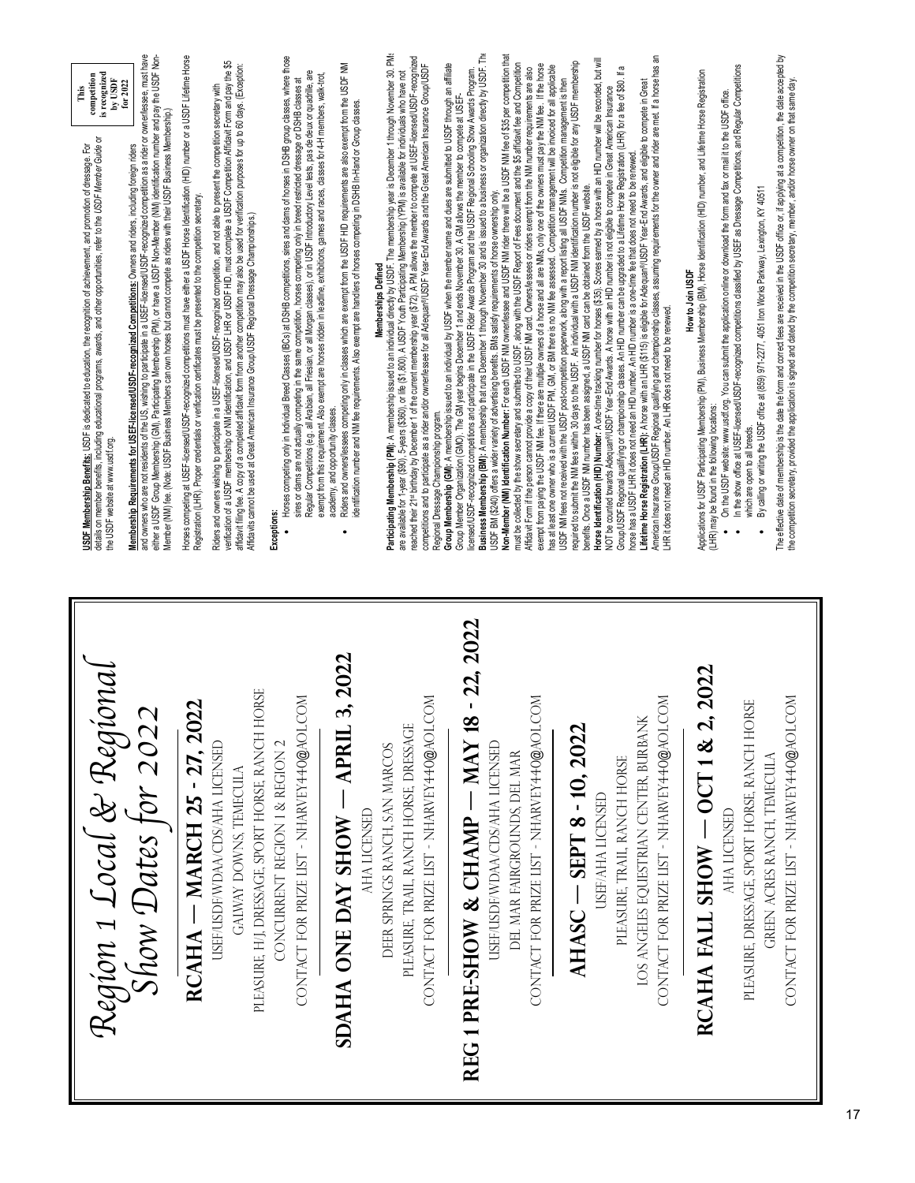# Region 1 Local & Regional Show Dates for 2022

## RCAHA — MARCH 25 - 27, 2022

USEF/USDF/WDAA/CDS/AHA LICENSED

GALWAY DOWNS, TEMECULA

PLEASURE, H/J, DRESSAGE, SPORT HORSE, RANCH HORSE

CONCURRENT REGION 1 & REGION 2

CONTACT FOR PRIZE LIST - NHARVEY440@AOL.COM

## SDAHA ONE DAY SHOW — APRIL 3, 2022

AHA LICENSED

DEER SPRINGS RANCH, SAN MARCOS

PLEASURE, TRAIL, RANCH HORSE, DRESSAGE

CONTACT FOR PRIZE LIST - NHARVEY440@AOL.COM

## REG 1 PRE-SHOW & CHAMP — MAY 18 - 22, 2022

USEF/USDF/WDAA/CDS/AHA LICENSED

DEL MAR FAIRGROUNDS, DEL MAR

CONTACT FOR PRIZE LIST - NHARVEY440@AOL.COM

## AHASC — SEPT 8 - 10, 2022

USEF/AHA LICENSED

PLEASURE, TRAIL, RANCH HORSE

LOS ANGELES EQUESTRIAN CENTER, BURBANK

CONTACT FOR PRIZE LIST - NHARVEY440@AOL.COM

## RCAHA FALL SHOW — OCT 1 & 2, 2022

AHA LICENSED

PLEASURE, DRESSAGE, SPORT HORSE, RANCH HORSE

GREEN ACRES RANCH, TEMECULA

CONTACT FOR PRIZE LIST - NHARVEY440@AOL.COM

---

**This competition is recognized by USDF for 2022**

**USDF Membership Benefits:** USDF is dedicated to education, the recognition of achievement, and promotion of dressage. For details on member benefits, including educational programs, awards, and other opportunities, refer to the *USDF Member Guide* or the USDF website at www.usdf.org.

**Membership Requirements for USEF-licensed/USDF-recognized Competitions:** Owners and riders, including foreign riders and owners who are not residents of the US, wishing to participate in a USEF-licensed/USDF-recognized competition as a rider or owner/lessee, must have either a USDF Group Membership (GM), Participating Membership (PM), or have a USDF Non-Member (NM) identification number and pay the USDF Non-Member (NM) fee. (Note: USDF Business Members can own horses but cannot compete as riders with their USDF Business Membership.)

Horses competing at USEF-licensed/USDF-recognized competitions must have either a USDF Horse Identification (HID) number or a USDF Lifetime Horse Registration (LHR). Proper credentials or verification certificates must be presented to the competition secretary.

Riders and owners wishing to participate in a USEF-licensed/USDF-recognized competition, and not able to present the competition secretary with verification of a USDF membership or NM identification, and USDF LHR or USDF HID, must complete a USDF Competition Affidavit Form and pay the $5 affidavit filing fee. A copy of a completed affidavit form from another competition may also be used for verification purposes for up to 60 days. (Exception: Affidavits cannot be used at Great American Insurance Group/USDF Regional Dressage Championships.)

**Exceptions:**

- Horses competing only in Individual Breed Classes (IBCs) at DSHB competitions, sires and dams of horses in DSHB group classes, where those sires or dams are not actually competing in the same competition, horses competing only in breed restricted dressage or DSHB classes at Regular Competitions (e.g. all Arabian, all Friesian, or all Morgan classes), or in USDF Introductory Level tests, pas de deux or quadrille, are exempt from this requirement. Also exempt are horses ridden in leadline, exhibitions, games and races, classes for 4-H members, walk-trot, academy, and opportunity classes.
- Riders and owners/lessees competing only in classes which are exempt from the USDF HID requirements are also exempt from the USDF NM identification number and NM fee requirements. Also exempt are handlers of horses competing in DSHB In-Hand or Group classes.

### Memberships Defined

**Participating Membership (PM):** A membership issued to an individual directly by USDF. The membership year is December 1 through November 30. PMs are available for 1-year ($90), 5-years ($360), or life ($1,800). A USDF Youth Participating Membership (YPM) is available for individuals who have not reached their 21st birthday by December 1 of the current membership year ($72). A PM allows the member to compete at USEF-licensed/USDF-recognized competitions and to participate as a rider and/or owner/lessee for all Adequan®/USDF Year-End Awards and the Great American Insurance Group/USDF Regional Dressage Championship program.

**Group Membership (GM):** A membership issued to an individual by USDF when the member name and dues are submitted to USDF through an affiliate Group Member Organization (GMO). The GM year begins December 1 and ends November 30. A GM allows the member to compete at USEF-licensed/USDF-recognized competitions and participate in the USDF Rider Awards Program and the USDF Regional Schooling Show Awards Program.

**Business Membership (BM):** A membership that runs December 1 through November 30 and is issued to a business or organization directly by USDF. The USDF BM ($240) offers a wider variety of advertising benefits. BMs satisfy requirements of horse ownership only.

**Non-Member (NM) Identification Number:** For each USDF NM owner/lessee and USDF NM rider there will be a USDF NM fee of $35 per competition that must be collected by the show secretary and submitted to USDF, along with the USDF Report of Fees document and the $5 affidavit fee and Competition Affidavit Form if the person cannot provide a copy of their USDF NM card. Owners/lessees or riders exempt from the NM number requirements are also exempt from paying the USDF NM fee. If there are multiple owners of a horse and all are NMs, only one of the owners must pay the NM fee. If the horse has at least one owner who is a current USDF PM, GM, or BM there is no NM fee assessed. Competition management will be invoiced for all applicable USDF NM fees not received with the USDF post-competition paperwork, along with a report listing all USDF NMs. Competition management is then required to submit the NM fees within 30 days to the USDF. An individual with a USDF NM identification number is not eligible for any USDF membership benefits. Once a USDF NM number has been assigned, a USDF NM card can be obtained from the USDF website.

**Horse Identification (HID) Number:** A one-time tracking number for horses ($35). Scores earned by a horse with an HID number will be recorded, but will NOT be counted towards Adequan®/USDF Year-End Awards. A horse with an HID number is not eligible to compete in Great American Insurance Group/USDF Regional qualifying or championship classes. An HID number can be upgraded to a Lifetime Horse Registration (LHR) for a fee of $80. If a horse has a USDF LHR it does not need an HID number. An HID number is a one-time fee that does not need to be renewed.

**Lifetime Horse Registration (LHR):** A horse with an LHR ($115) is eligible for Adequan®/USDF Year-End Awards, and eligible to compete in Great American Insurance Group/USDF Regional qualifying and championship classes, assuming requirements for the owner and rider are met. If a horse has an LHR it does not need an HID number. An LHR does not need to be renewed.

### How to Join USDF

Applications for USDF Participating Membership (PM), Business Membership (BM), Horse Identification (HID) number, and Lifetime Horse Registration (LHR) may be found in the following locations:

- On the USDF website: www.usdf.org. You can submit the application online or download the form and fax or mail it to the USDF office.
- In the show office at USEF-licensed/USDF-recognized competitions classified by USEF as Dressage Competitions, and Regular Competitions which are open to all breeds.
- By calling or writing the USDF office at (859) 971-2277, 4051 Iron Works Parkway, Lexington, KY 40511

The effective date of membership is the date the form and correct fees are received in the USDF office or, if applying at a competition, the date accepted by the competition secretary, provided the application is signed and dated by the competition secretary, member, and/or horse owner on that same day.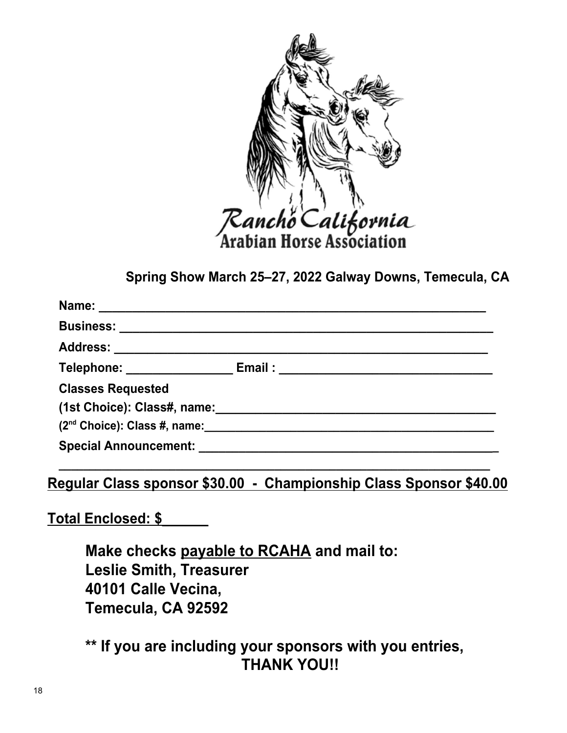Rancho California
Arabian Horse Association

**Spring Show March 25–27, 2022 Galway Downs, Temecula, CA**

**Name:** ____________________________________________________________

**Business:** __________________________________________________________

**Address:** ___________________________________________________________

**Telephone:** ________________ **Email :** ________________________________

**Classes Requested**

**(1st Choice): Class#, name:**___________________________________________

**(2nd Choice): Class #, name:**___________________________________________

**Special Announcement:** ______________________________________________

_______________________________________________________________________

**Regular Class sponsor $30.00 - Championship Class Sponsor $40.00**

**Total Enclosed: $______**

**Make checks payable to RCAHA and mail to:**
**Leslie Smith, Treasurer**
**40101 Calle Vecina,**
**Temecula, CA 92592**

**\*\* If you are including your sponsors with you entries,**
**THANK YOU!!**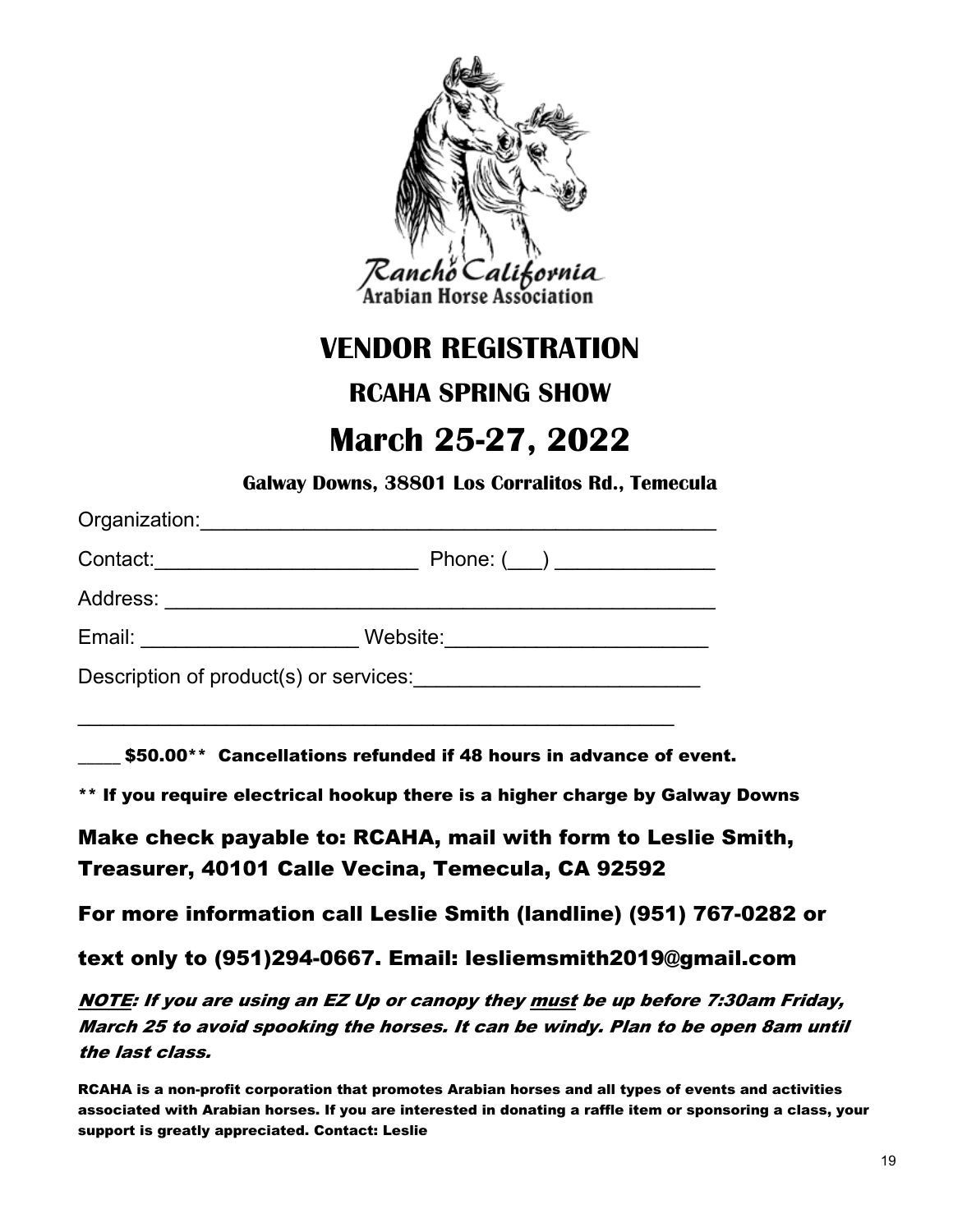Rancho California
Arabian Horse Association

# VENDOR REGISTRATION

## RCAHA SPRING SHOW

# March 25-27, 2022

**Galway Downs, 38801 Los Corralitos Rd., Temecula**

Organization:_______________________________________________

Contact:_______________________ Phone: (___) ______________

Address: _________________________________________________

Email: ___________________ Website:_______________________

Description of product(s) or services:_________________________

_______________________________________________________

____ **$50.00\*\* Cancellations refunded if 48 hours in advance of event.**

**\*\* If you require electrical hookup there is a higher charge by Galway Downs**

**Make check payable to: RCAHA, mail with form to Leslie Smith, Treasurer, 40101 Calle Vecina, Temecula, CA 92592**

**For more information call Leslie Smith (landline) (951) 767-0282 or**

**text only to (951)294-0667. Email: lesliemsmith2019@gmail.com**

***<u>NOTE</u>: If you are using an EZ Up or canopy they <u>must</u> be up before 7:30am Friday, March 25 to avoid spooking the horses. It can be windy. Plan to be open 8am until the last class.***

**RCAHA is a non-profit corporation that promotes Arabian horses and all types of events and activities associated with Arabian horses. If you are interested in donating a raffle item or sponsoring a class, your support is greatly appreciated. Contact: Leslie**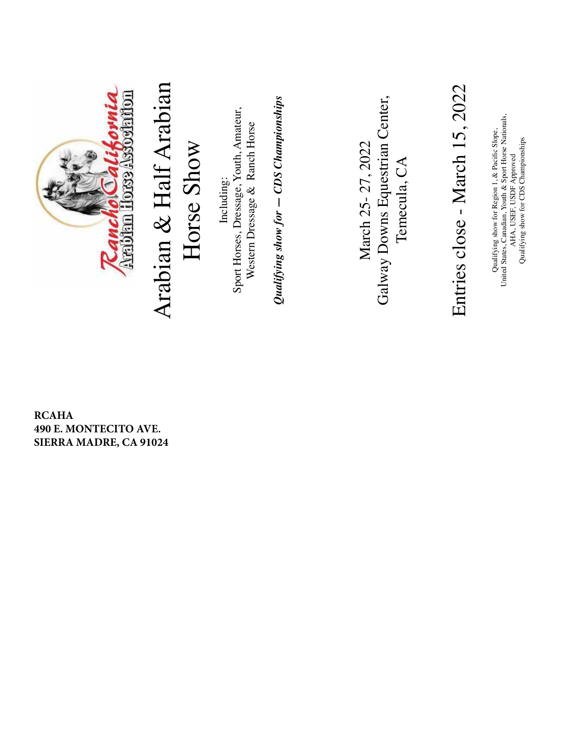Rancho California
Arabian Horse Association

# Arabian & Half Arabian Horse Show

Including:
Sport Horses, Dressage, Youth, Amateur,
Western Dressage & Ranch Horse

***Qualifying show for – CDS Championships***

March 25- 27, 2022
Galway Downs Equestrian Center,
Temecula, CA

## Entries close - March 15, 2022

Qualifying show for Region 1, & Pacific Slope,
United States, Canadian, Youth & Sport Horse Nationals,
AHA, USEF, USDF Approved
Qualifying show for CDS Championships

**RCAHA**
**490 E. MONTECITO AVE.**
**SIERRA MADRE, CA 91024**